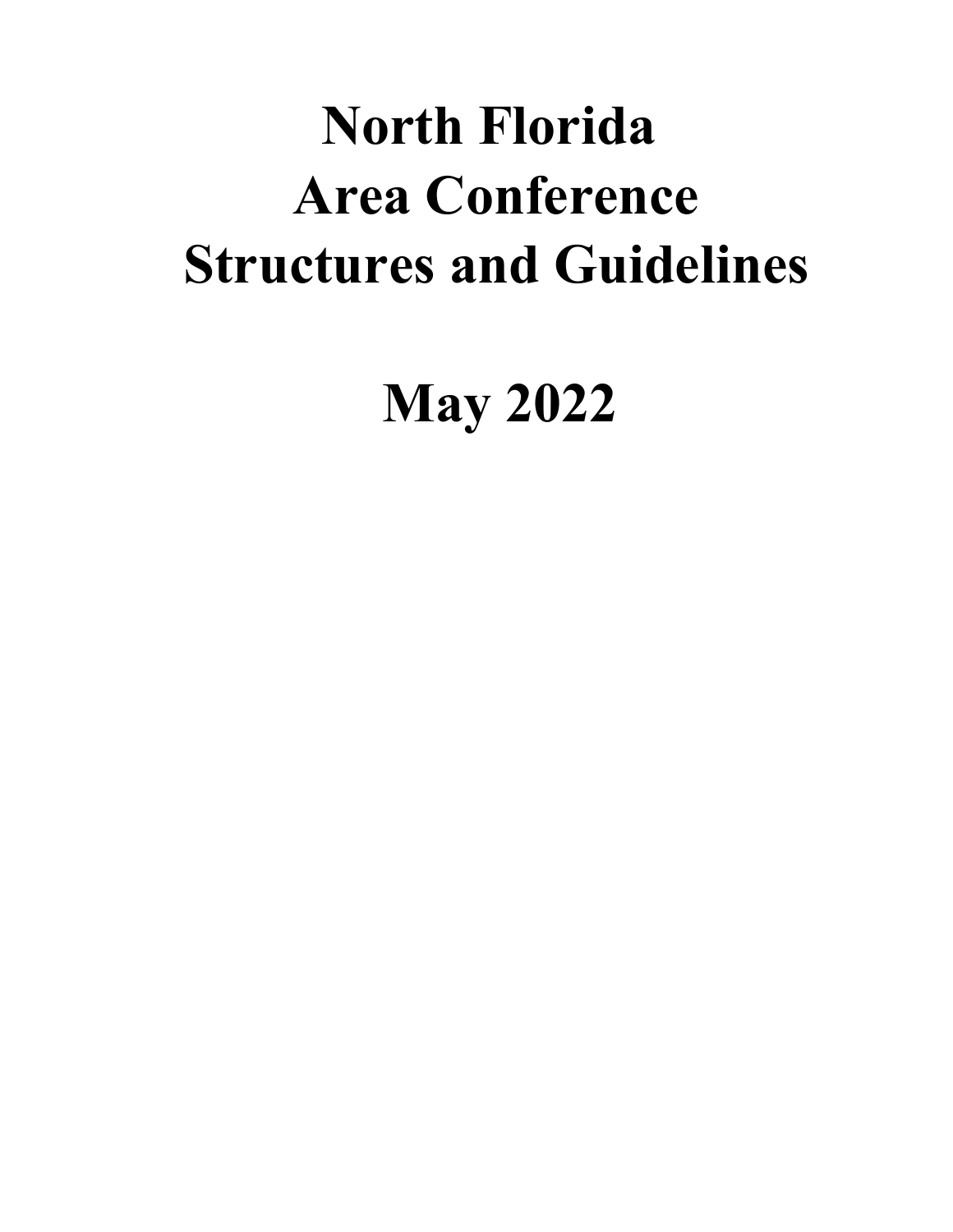# North Florida Area Conference Structures and Guidelines

# May 2022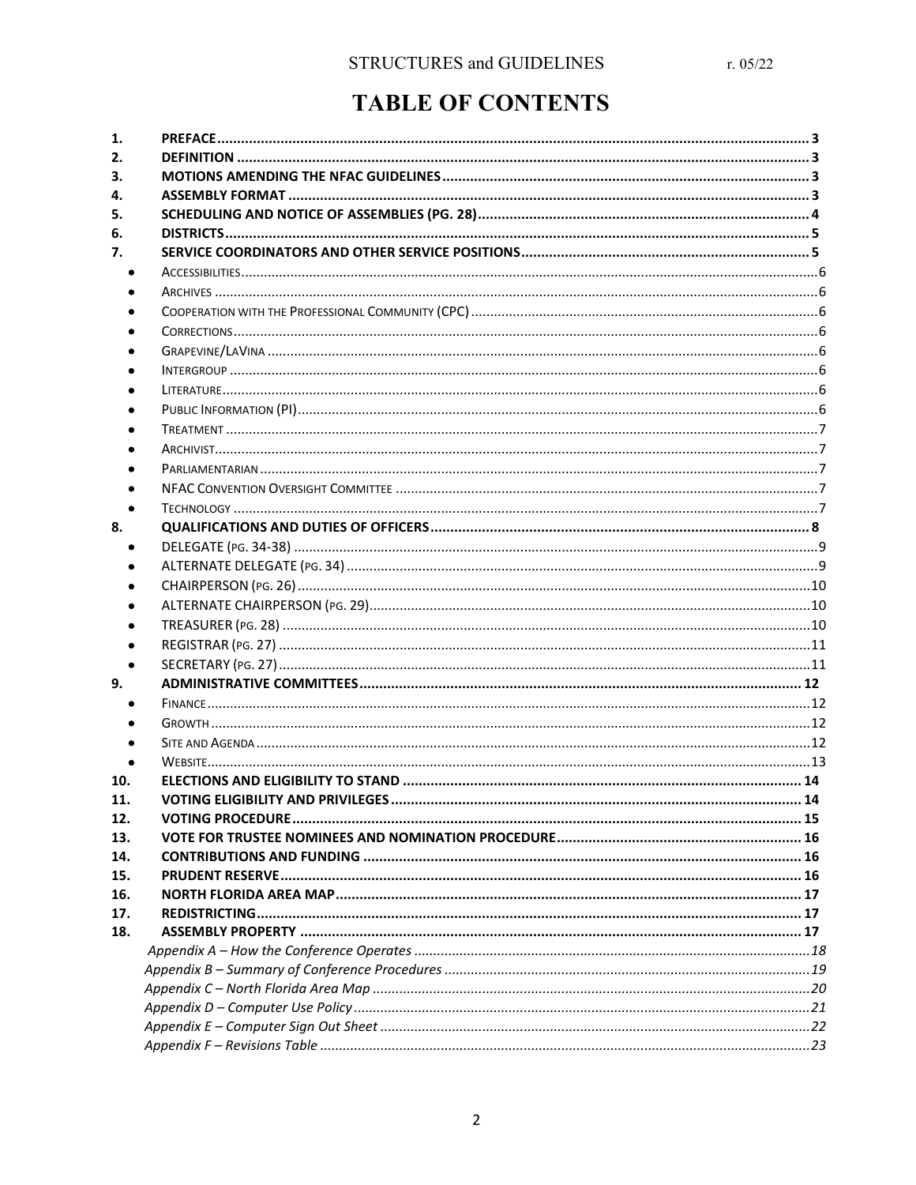# TABLE OF CONTENTS

1. **PREFACE** ..... 3
2. **DEFINITION** ..... 3
3. **MOTIONS AMENDING THE NFAC GUIDELINES** ..... 3
4. **ASSEMBLY FORMAT** ..... 3
5. **SCHEDULING AND NOTICE OF ASSEMBLIES (PG. 28)** ..... 4
6. **DISTRICTS** ..... 5
7. **SERVICE COORDINATORS AND OTHER SERVICE POSITIONS** ..... 5
   - ACCESSIBILITIES ..... 6
   - ARCHIVES ..... 6
   - COOPERATION WITH THE PROFESSIONAL COMMUNITY (CPC) ..... 6
   - CORRECTIONS ..... 6
   - GRAPEVINE/LAVINA ..... 6
   - INTERGROUP ..... 6
   - LITERATURE ..... 6
   - PUBLIC INFORMATION (PI) ..... 6
   - TREATMENT ..... 7
   - ARCHIVIST ..... 7
   - PARLIAMENTARIAN ..... 7
   - NFAC CONVENTION OVERSIGHT COMMITTEE ..... 7
   - TECHNOLOGY ..... 7
8. **QUALIFICATIONS AND DUTIES OF OFFICERS** ..... 8
   - DELEGATE (PG. 34-38) ..... 9
   - ALTERNATE DELEGATE (PG. 34) ..... 9
   - CHAIRPERSON (PG. 26) ..... 10
   - ALTERNATE CHAIRPERSON (PG. 29) ..... 10
   - TREASURER (PG. 28) ..... 10
   - REGISTRAR (PG. 27) ..... 11
   - SECRETARY (PG. 27) ..... 11
9. **ADMINISTRATIVE COMMITTEES** ..... 12
   - FINANCE ..... 12
   - GROWTH ..... 12
   - SITE AND AGENDA ..... 12
   - WEBSITE ..... 13
10. **ELECTIONS AND ELIGIBILITY TO STAND** ..... 14
11. **VOTING ELIGIBILITY AND PRIVILEGES** ..... 14
12. **VOTING PROCEDURE** ..... 15
13. **VOTE FOR TRUSTEE NOMINEES AND NOMINATION PROCEDURE** ..... 16
14. **CONTRIBUTIONS AND FUNDING** ..... 16
15. **PRUDENT RESERVE** ..... 16
16. **NORTH FLORIDA AREA MAP** ..... 17
17. **REDISTRICTING** ..... 17
18. **ASSEMBLY PROPERTY** ..... 17

*Appendix A – How the Conference Operates* ..... 18
*Appendix B – Summary of Conference Procedures* ..... 19
*Appendix C – North Florida Area Map* ..... 20
*Appendix D – Computer Use Policy* ..... 21
*Appendix E – Computer Sign Out Sheet* ..... 22
*Appendix F – Revisions Table* ..... 23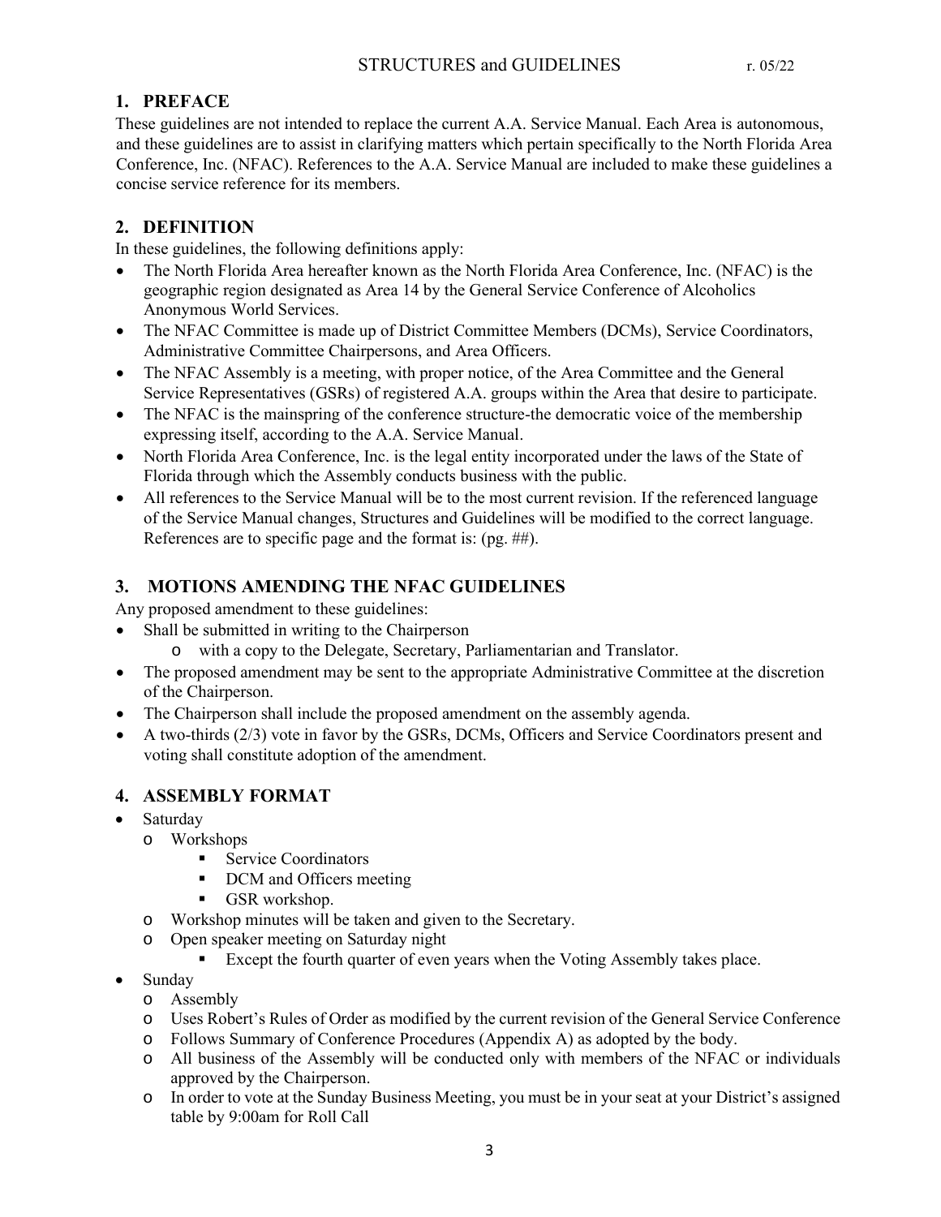STRUCTURES and GUIDELINES r. 05/22

## 1. PREFACE

These guidelines are not intended to replace the current A.A. Service Manual. Each Area is autonomous, and these guidelines are to assist in clarifying matters which pertain specifically to the North Florida Area Conference, Inc. (NFAC). References to the A.A. Service Manual are included to make these guidelines a concise service reference for its members.

## 2. DEFINITION

In these guidelines, the following definitions apply:

- The North Florida Area hereafter known as the North Florida Area Conference, Inc. (NFAC) is the geographic region designated as Area 14 by the General Service Conference of Alcoholics Anonymous World Services.
- The NFAC Committee is made up of District Committee Members (DCMs), Service Coordinators, Administrative Committee Chairpersons, and Area Officers.
- The NFAC Assembly is a meeting, with proper notice, of the Area Committee and the General Service Representatives (GSRs) of registered A.A. groups within the Area that desire to participate.
- The NFAC is the mainspring of the conference structure-the democratic voice of the membership expressing itself, according to the A.A. Service Manual.
- North Florida Area Conference, Inc. is the legal entity incorporated under the laws of the State of Florida through which the Assembly conducts business with the public.
- All references to the Service Manual will be to the most current revision. If the referenced language of the Service Manual changes, Structures and Guidelines will be modified to the correct language. References are to specific page and the format is: (pg. ##).

## 3. MOTIONS AMENDING THE NFAC GUIDELINES

Any proposed amendment to these guidelines:

- Shall be submitted in writing to the Chairperson
  - with a copy to the Delegate, Secretary, Parliamentarian and Translator.
- The proposed amendment may be sent to the appropriate Administrative Committee at the discretion of the Chairperson.
- The Chairperson shall include the proposed amendment on the assembly agenda.
- A two-thirds (2/3) vote in favor by the GSRs, DCMs, Officers and Service Coordinators present and voting shall constitute adoption of the amendment.

## 4. ASSEMBLY FORMAT

- Saturday
  - Workshops
    - Service Coordinators
    - DCM and Officers meeting
    - GSR workshop.
  - Workshop minutes will be taken and given to the Secretary.
  - Open speaker meeting on Saturday night
    - Except the fourth quarter of even years when the Voting Assembly takes place.
- Sunday
  - Assembly
  - Uses Robert's Rules of Order as modified by the current revision of the General Service Conference
  - Follows Summary of Conference Procedures (Appendix A) as adopted by the body.
  - All business of the Assembly will be conducted only with members of the NFAC or individuals approved by the Chairperson.
  - In order to vote at the Sunday Business Meeting, you must be in your seat at your District's assigned table by 9:00am for Roll Call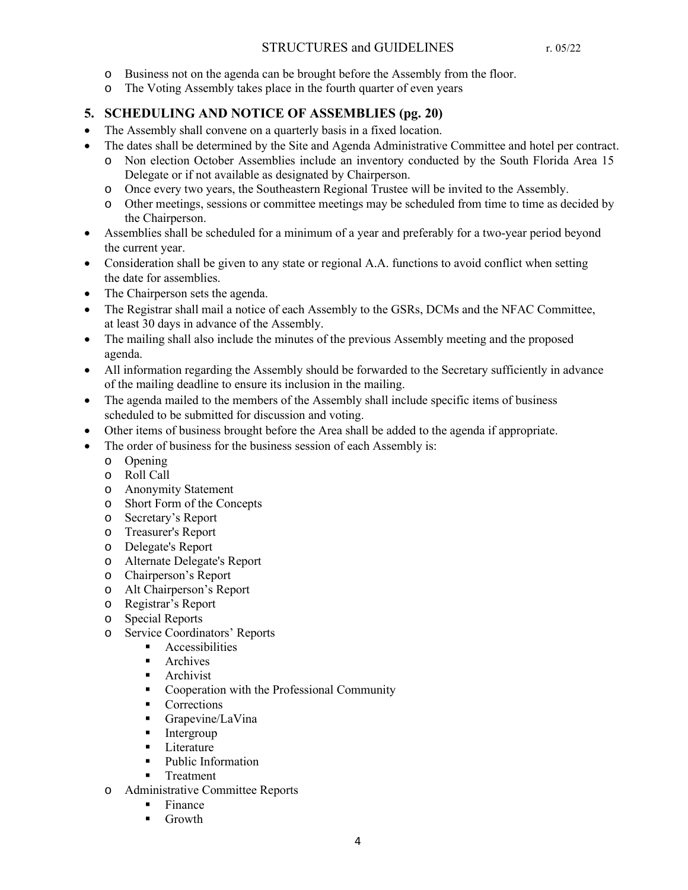- Business not on the agenda can be brought before the Assembly from the floor.
- The Voting Assembly takes place in the fourth quarter of even years

## 5. SCHEDULING AND NOTICE OF ASSEMBLIES (pg. 20)

- The Assembly shall convene on a quarterly basis in a fixed location.
- The dates shall be determined by the Site and Agenda Administrative Committee and hotel per contract.
  - Non election October Assemblies include an inventory conducted by the South Florida Area 15 Delegate or if not available as designated by Chairperson.
  - Once every two years, the Southeastern Regional Trustee will be invited to the Assembly.
  - Other meetings, sessions or committee meetings may be scheduled from time to time as decided by the Chairperson.
- Assemblies shall be scheduled for a minimum of a year and preferably for a two-year period beyond the current year.
- Consideration shall be given to any state or regional A.A. functions to avoid conflict when setting the date for assemblies.
- The Chairperson sets the agenda.
- The Registrar shall mail a notice of each Assembly to the GSRs, DCMs and the NFAC Committee, at least 30 days in advance of the Assembly.
- The mailing shall also include the minutes of the previous Assembly meeting and the proposed agenda.
- All information regarding the Assembly should be forwarded to the Secretary sufficiently in advance of the mailing deadline to ensure its inclusion in the mailing.
- The agenda mailed to the members of the Assembly shall include specific items of business scheduled to be submitted for discussion and voting.
- Other items of business brought before the Area shall be added to the agenda if appropriate.
- The order of business for the business session of each Assembly is:
  - Opening
  - Roll Call
  - Anonymity Statement
  - Short Form of the Concepts
  - Secretary's Report
  - Treasurer's Report
  - Delegate's Report
  - Alternate Delegate's Report
  - Chairperson's Report
  - Alt Chairperson's Report
  - Registrar's Report
  - Special Reports
  - Service Coordinators' Reports
    - Accessibilities
    - Archives
    - Archivist
    - Cooperation with the Professional Community
    - Corrections
    - Grapevine/LaVina
    - Intergroup
    - Literature
    - Public Information
    - Treatment
  - Administrative Committee Reports
    - Finance
    - Growth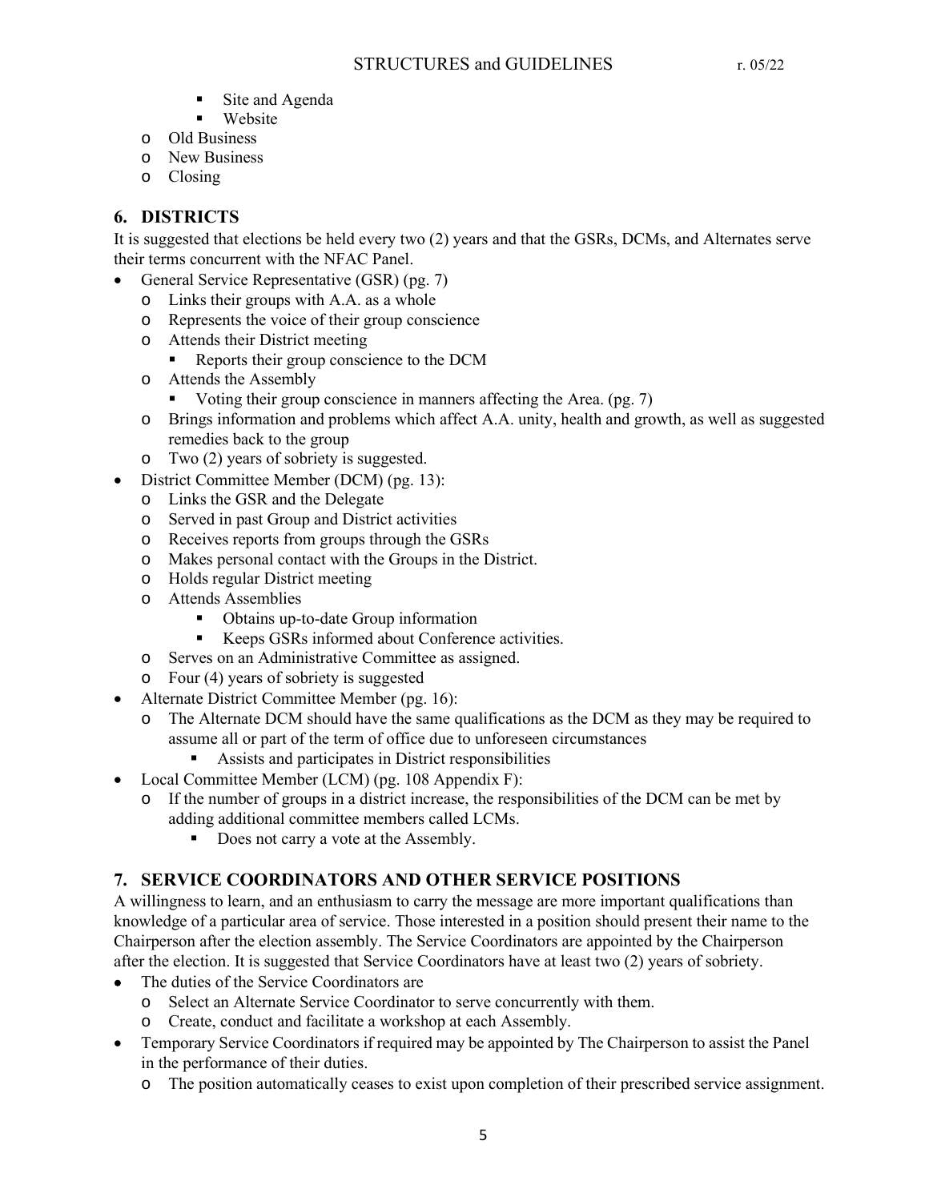- Site and Agenda
  - Website
- Old Business
- New Business
- Closing

## 6. DISTRICTS

It is suggested that elections be held every two (2) years and that the GSRs, DCMs, and Alternates serve their terms concurrent with the NFAC Panel.

- General Service Representative (GSR) (pg. 7)
  - Links their groups with A.A. as a whole
  - Represents the voice of their group conscience
  - Attends their District meeting
    - Reports their group conscience to the DCM
  - Attends the Assembly
    - Voting their group conscience in manners affecting the Area. (pg. 7)
  - Brings information and problems which affect A.A. unity, health and growth, as well as suggested remedies back to the group
  - Two (2) years of sobriety is suggested.
- District Committee Member (DCM) (pg. 13):
  - Links the GSR and the Delegate
  - Served in past Group and District activities
  - Receives reports from groups through the GSRs
  - Makes personal contact with the Groups in the District.
  - Holds regular District meeting
  - Attends Assemblies
    - Obtains up-to-date Group information
    - Keeps GSRs informed about Conference activities.
  - Serves on an Administrative Committee as assigned.
  - Four (4) years of sobriety is suggested
- Alternate District Committee Member (pg. 16):
  - The Alternate DCM should have the same qualifications as the DCM as they may be required to assume all or part of the term of office due to unforeseen circumstances
    - Assists and participates in District responsibilities
- Local Committee Member (LCM) (pg. 108 Appendix F):
  - If the number of groups in a district increase, the responsibilities of the DCM can be met by adding additional committee members called LCMs.
    - Does not carry a vote at the Assembly.

## 7. SERVICE COORDINATORS AND OTHER SERVICE POSITIONS

A willingness to learn, and an enthusiasm to carry the message are more important qualifications than knowledge of a particular area of service. Those interested in a position should present their name to the Chairperson after the election assembly. The Service Coordinators are appointed by the Chairperson after the election. It is suggested that Service Coordinators have at least two (2) years of sobriety.

- The duties of the Service Coordinators are
  - Select an Alternate Service Coordinator to serve concurrently with them.
  - Create, conduct and facilitate a workshop at each Assembly.
- Temporary Service Coordinators if required may be appointed by The Chairperson to assist the Panel in the performance of their duties.
  - The position automatically ceases to exist upon completion of their prescribed service assignment.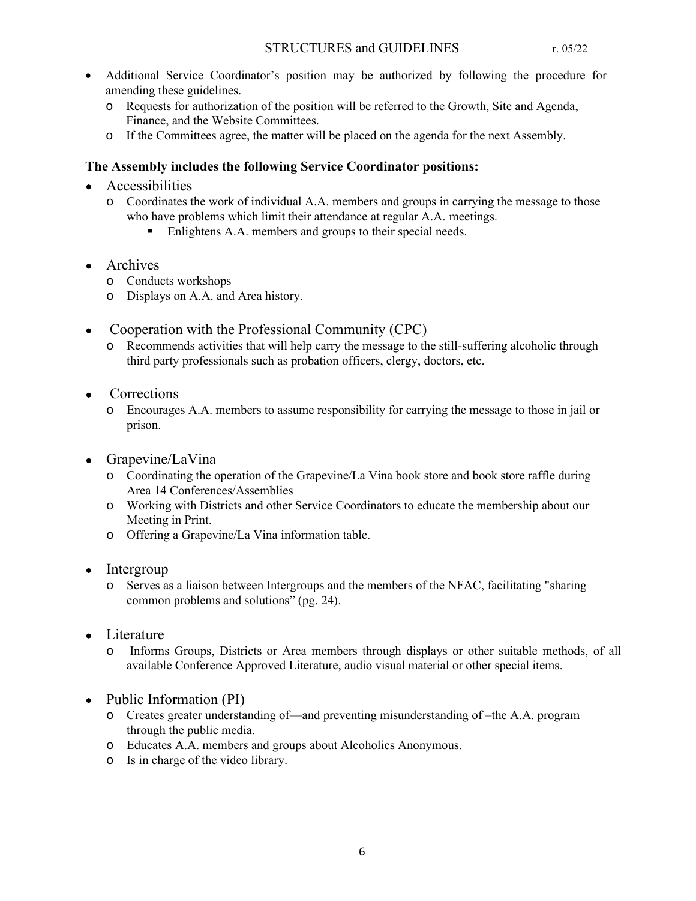- Additional Service Coordinator's position may be authorized by following the procedure for amending these guidelines.
  - Requests for authorization of the position will be referred to the Growth, Site and Agenda, Finance, and the Website Committees.
  - If the Committees agree, the matter will be placed on the agenda for the next Assembly.

**The Assembly includes the following Service Coordinator positions:**

- Accessibilities
  - Coordinates the work of individual A.A. members and groups in carrying the message to those who have problems which limit their attendance at regular A.A. meetings.
    - Enlightens A.A. members and groups to their special needs.

- Archives
  - Conducts workshops
  - Displays on A.A. and Area history.

- Cooperation with the Professional Community (CPC)
  - Recommends activities that will help carry the message to the still-suffering alcoholic through third party professionals such as probation officers, clergy, doctors, etc.

- Corrections
  - Encourages A.A. members to assume responsibility for carrying the message to those in jail or prison.

- Grapevine/LaVina
  - Coordinating the operation of the Grapevine/La Vina book store and book store raffle during Area 14 Conferences/Assemblies
  - Working with Districts and other Service Coordinators to educate the membership about our Meeting in Print.
  - Offering a Grapevine/La Vina information table.

- Intergroup
  - Serves as a liaison between Intergroups and the members of the NFAC, facilitating "sharing common problems and solutions" (pg. 24).

- Literature
  - Informs Groups, Districts or Area members through displays or other suitable methods, of all available Conference Approved Literature, audio visual material or other special items.

- Public Information (PI)
  - Creates greater understanding of—and preventing misunderstanding of –the A.A. program through the public media.
  - Educates A.A. members and groups about Alcoholics Anonymous.
  - Is in charge of the video library.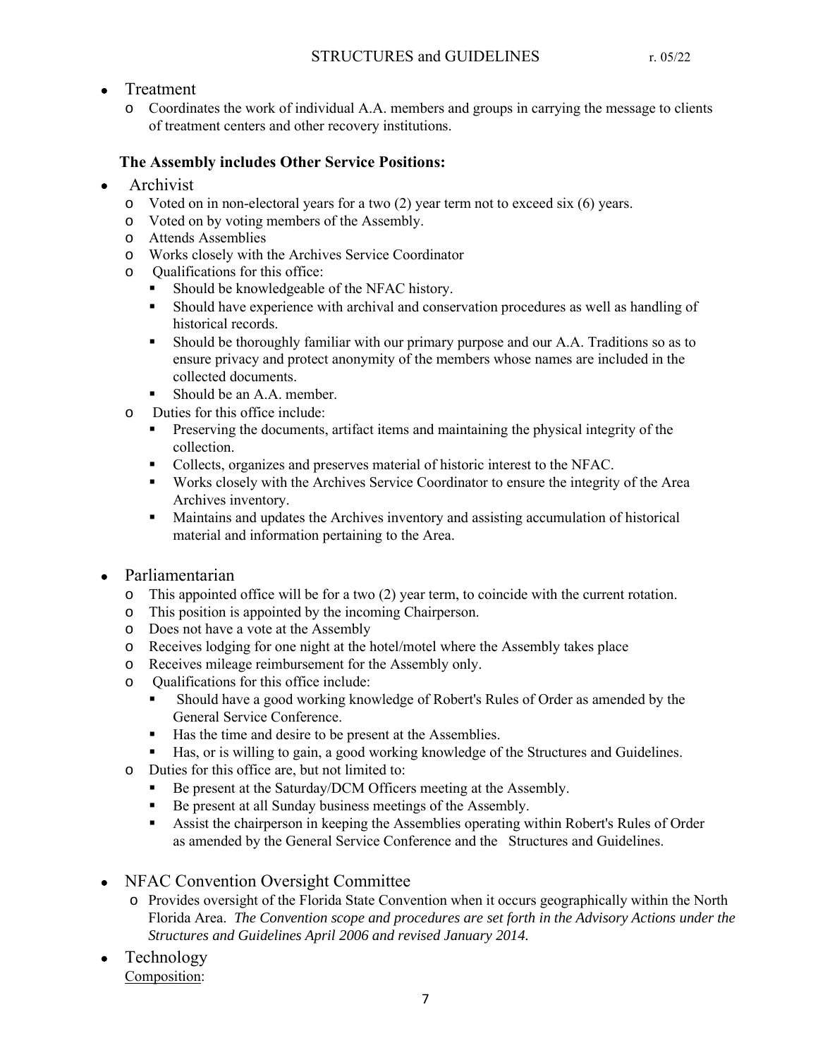- Treatment
  - Coordinates the work of individual A.A. members and groups in carrying the message to clients of treatment centers and other recovery institutions.

**The Assembly includes Other Service Positions:**

- Archivist
  - Voted on in non-electoral years for a two (2) year term not to exceed six (6) years.
  - Voted on by voting members of the Assembly.
  - Attends Assemblies
  - Works closely with the Archives Service Coordinator
  - Qualifications for this office:
    - Should be knowledgeable of the NFAC history.
    - Should have experience with archival and conservation procedures as well as handling of historical records.
    - Should be thoroughly familiar with our primary purpose and our A.A. Traditions so as to ensure privacy and protect anonymity of the members whose names are included in the collected documents.
    - Should be an A.A. member.
  - Duties for this office include:
    - Preserving the documents, artifact items and maintaining the physical integrity of the collection.
    - Collects, organizes and preserves material of historic interest to the NFAC.
    - Works closely with the Archives Service Coordinator to ensure the integrity of the Area Archives inventory.
    - Maintains and updates the Archives inventory and assisting accumulation of historical material and information pertaining to the Area.

- Parliamentarian
  - This appointed office will be for a two (2) year term, to coincide with the current rotation.
  - This position is appointed by the incoming Chairperson.
  - Does not have a vote at the Assembly
  - Receives lodging for one night at the hotel/motel where the Assembly takes place
  - Receives mileage reimbursement for the Assembly only.
  - Qualifications for this office include:
    - Should have a good working knowledge of Robert's Rules of Order as amended by the General Service Conference.
    - Has the time and desire to be present at the Assemblies.
    - Has, or is willing to gain, a good working knowledge of the Structures and Guidelines.
  - Duties for this office are, but not limited to:
    - Be present at the Saturday/DCM Officers meeting at the Assembly.
    - Be present at all Sunday business meetings of the Assembly.
    - Assist the chairperson in keeping the Assemblies operating within Robert's Rules of Order as amended by the General Service Conference and the Structures and Guidelines.

- NFAC Convention Oversight Committee
  - Provides oversight of the Florida State Convention when it occurs geographically within the North Florida Area. *The Convention scope and procedures are set forth in the Advisory Actions under the Structures and Guidelines April 2006 and revised January 2014.*

- Technology

  Composition: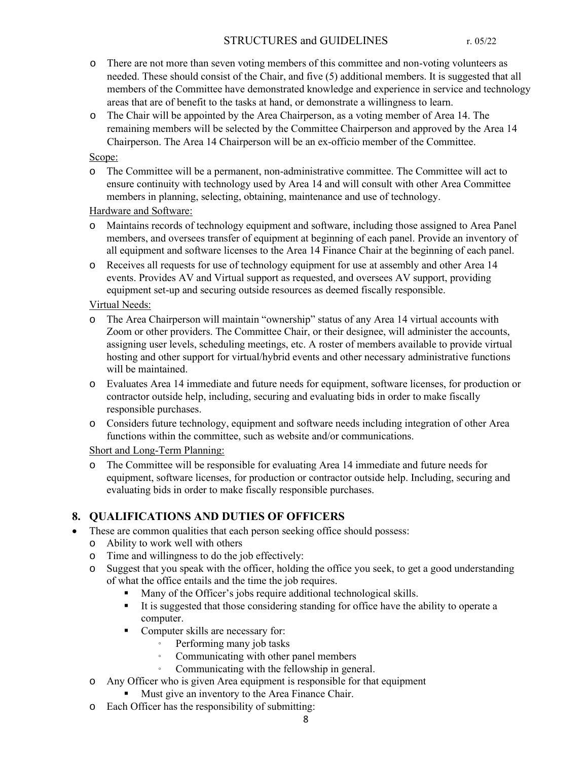- There are not more than seven voting members of this committee and non-voting volunteers as needed. These should consist of the Chair, and five (5) additional members. It is suggested that all members of the Committee have demonstrated knowledge and experience in service and technology areas that are of benefit to the tasks at hand, or demonstrate a willingness to learn.
- The Chair will be appointed by the Area Chairperson, as a voting member of Area 14. The remaining members will be selected by the Committee Chairperson and approved by the Area 14 Chairperson. The Area 14 Chairperson will be an ex-officio member of the Committee.

<u>Scope:</u>

- The Committee will be a permanent, non-administrative committee. The Committee will act to ensure continuity with technology used by Area 14 and will consult with other Area Committee members in planning, selecting, obtaining, maintenance and use of technology.

<u>Hardware and Software:</u>

- Maintains records of technology equipment and software, including those assigned to Area Panel members, and oversees transfer of equipment at beginning of each panel. Provide an inventory of all equipment and software licenses to the Area 14 Finance Chair at the beginning of each panel.
- Receives all requests for use of technology equipment for use at assembly and other Area 14 events. Provides AV and Virtual support as requested, and oversees AV support, providing equipment set-up and securing outside resources as deemed fiscally responsible.

<u>Virtual Needs:</u>

- The Area Chairperson will maintain "ownership" status of any Area 14 virtual accounts with Zoom or other providers. The Committee Chair, or their designee, will administer the accounts, assigning user levels, scheduling meetings, etc. A roster of members available to provide virtual hosting and other support for virtual/hybrid events and other necessary administrative functions will be maintained.
- Evaluates Area 14 immediate and future needs for equipment, software licenses, for production or contractor outside help, including, securing and evaluating bids in order to make fiscally responsible purchases.
- Considers future technology, equipment and software needs including integration of other Area functions within the committee, such as website and/or communications.

<u>Short and Long-Term Planning:</u>

- The Committee will be responsible for evaluating Area 14 immediate and future needs for equipment, software licenses, for production or contractor outside help. Including, securing and evaluating bids in order to make fiscally responsible purchases.

## 8. QUALIFICATIONS AND DUTIES OF OFFICERS

- These are common qualities that each person seeking office should possess:
  - Ability to work well with others
  - Time and willingness to do the job effectively:
  - Suggest that you speak with the officer, holding the office you seek, to get a good understanding of what the office entails and the time the job requires.
    - Many of the Officer's jobs require additional technological skills.
    - It is suggested that those considering standing for office have the ability to operate a computer.
    - Computer skills are necessary for:
      - Performing many job tasks
      - Communicating with other panel members
      - Communicating with the fellowship in general.
  - Any Officer who is given Area equipment is responsible for that equipment
    - Must give an inventory to the Area Finance Chair.
  - Each Officer has the responsibility of submitting: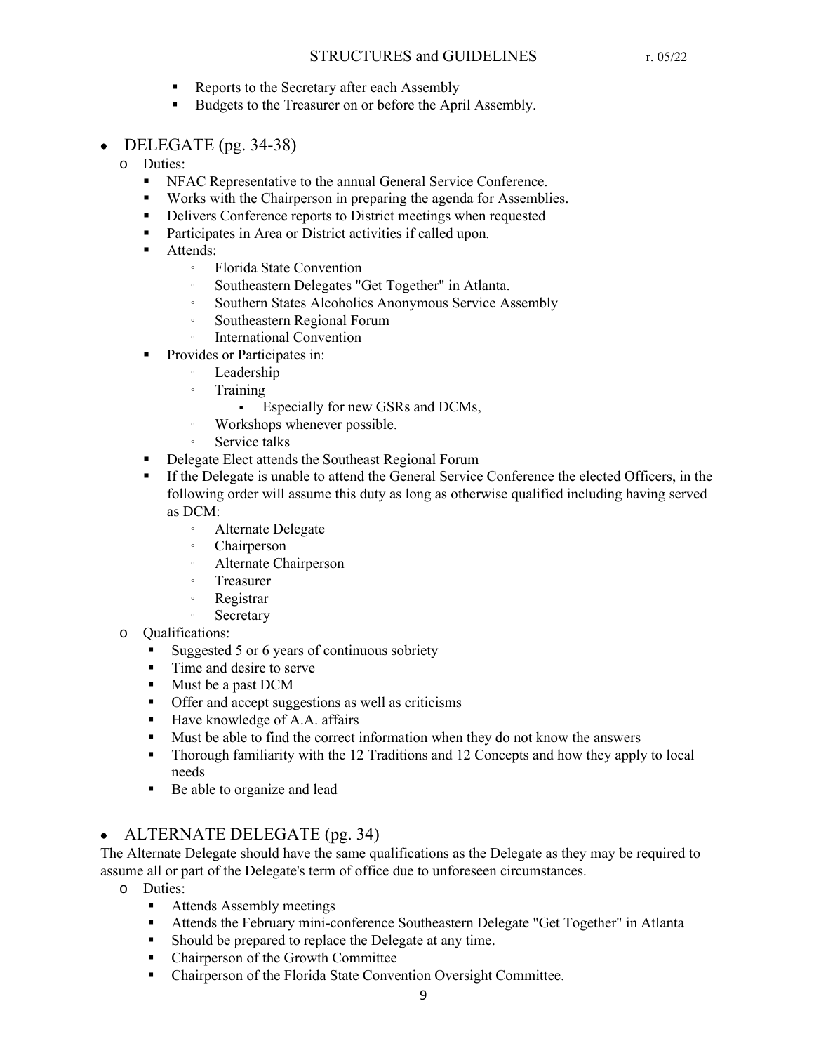- Reports to the Secretary after each Assembly
- Budgets to the Treasurer on or before the April Assembly.

- DELEGATE (pg. 34-38)
  - Duties:
    - NFAC Representative to the annual General Service Conference.
    - Works with the Chairperson in preparing the agenda for Assemblies.
    - Delivers Conference reports to District meetings when requested
    - Participates in Area or District activities if called upon.
    - Attends:
      - Florida State Convention
      - Southeastern Delegates "Get Together" in Atlanta.
      - Southern States Alcoholics Anonymous Service Assembly
      - Southeastern Regional Forum
      - International Convention
    - Provides or Participates in:
      - Leadership
      - Training
        - Especially for new GSRs and DCMs,
      - Workshops whenever possible.
      - Service talks
    - Delegate Elect attends the Southeast Regional Forum
    - If the Delegate is unable to attend the General Service Conference the elected Officers, in the following order will assume this duty as long as otherwise qualified including having served as DCM:
      - Alternate Delegate
      - Chairperson
      - Alternate Chairperson
      - Treasurer
      - Registrar
      - Secretary
  - Qualifications:
    - Suggested 5 or 6 years of continuous sobriety
    - Time and desire to serve
    - Must be a past DCM
    - Offer and accept suggestions as well as criticisms
    - Have knowledge of A.A. affairs
    - Must be able to find the correct information when they do not know the answers
    - Thorough familiarity with the 12 Traditions and 12 Concepts and how they apply to local needs
    - Be able to organize and lead

- ALTERNATE DELEGATE (pg. 34)

The Alternate Delegate should have the same qualifications as the Delegate as they may be required to assume all or part of the Delegate's term of office due to unforeseen circumstances.

  - Duties:
    - Attends Assembly meetings
    - Attends the February mini-conference Southeastern Delegate "Get Together" in Atlanta
    - Should be prepared to replace the Delegate at any time.
    - Chairperson of the Growth Committee
    - Chairperson of the Florida State Convention Oversight Committee.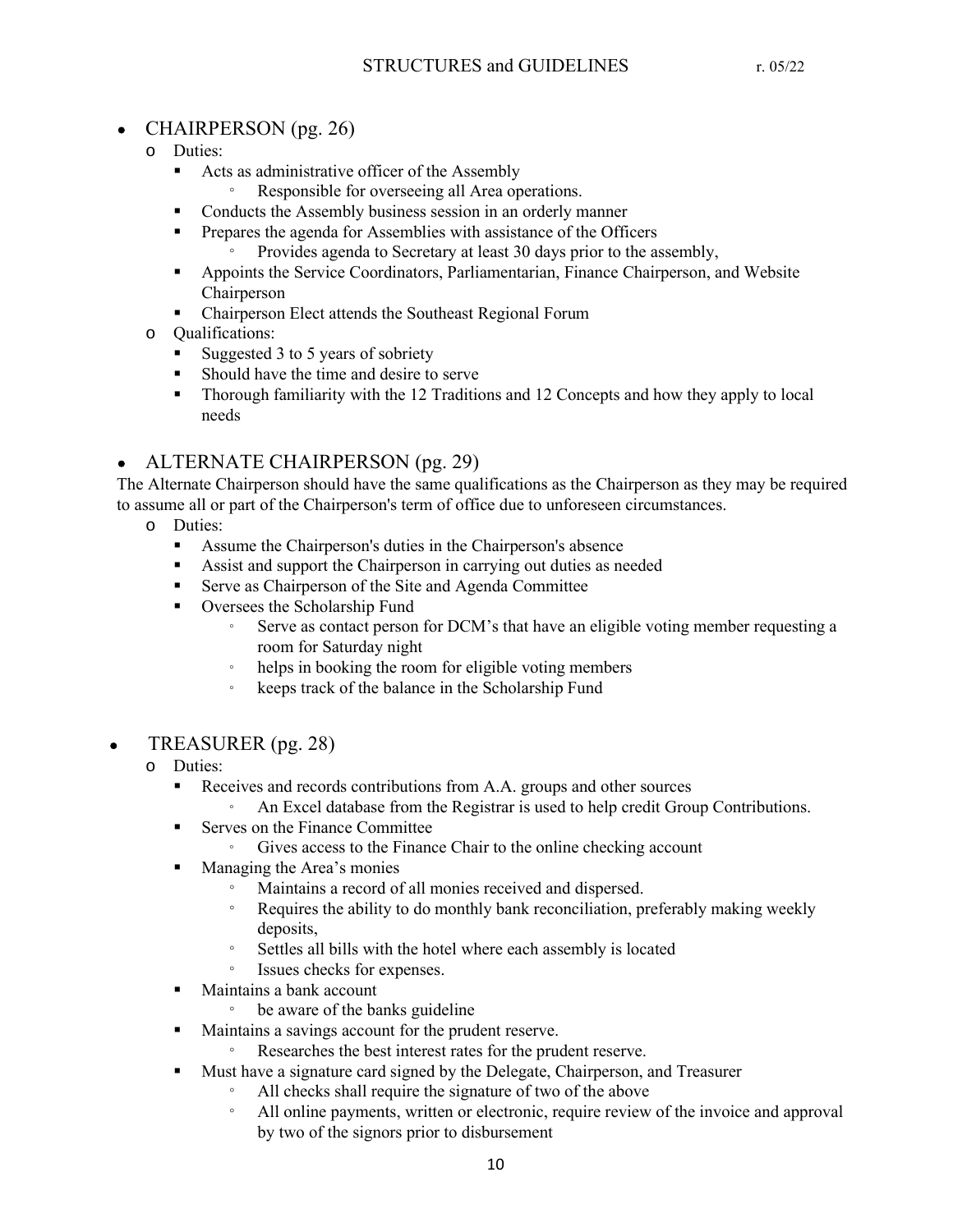- CHAIRPERSON (pg. 26)
  - Duties:
    - Acts as administrative officer of the Assembly
      - Responsible for overseeing all Area operations.
    - Conducts the Assembly business session in an orderly manner
    - Prepares the agenda for Assemblies with assistance of the Officers
      - Provides agenda to Secretary at least 30 days prior to the assembly,
    - Appoints the Service Coordinators, Parliamentarian, Finance Chairperson, and Website Chairperson
    - Chairperson Elect attends the Southeast Regional Forum
  - Qualifications:
    - Suggested 3 to 5 years of sobriety
    - Should have the time and desire to serve
    - Thorough familiarity with the 12 Traditions and 12 Concepts and how they apply to local needs

- ALTERNATE CHAIRPERSON (pg. 29)

The Alternate Chairperson should have the same qualifications as the Chairperson as they may be required to assume all or part of the Chairperson's term of office due to unforeseen circumstances.

  - Duties:
    - Assume the Chairperson's duties in the Chairperson's absence
    - Assist and support the Chairperson in carrying out duties as needed
    - Serve as Chairperson of the Site and Agenda Committee
    - Oversees the Scholarship Fund
      - Serve as contact person for DCM's that have an eligible voting member requesting a room for Saturday night
      - helps in booking the room for eligible voting members
      - keeps track of the balance in the Scholarship Fund

- TREASURER (pg. 28)
  - Duties:
    - Receives and records contributions from A.A. groups and other sources
      - An Excel database from the Registrar is used to help credit Group Contributions.
    - Serves on the Finance Committee
      - Gives access to the Finance Chair to the online checking account
    - Managing the Area's monies
      - Maintains a record of all monies received and dispersed.
      - Requires the ability to do monthly bank reconciliation, preferably making weekly deposits,
      - Settles all bills with the hotel where each assembly is located
      - Issues checks for expenses.
    - Maintains a bank account
      - be aware of the banks guideline
    - Maintains a savings account for the prudent reserve.
      - Researches the best interest rates for the prudent reserve.
    - Must have a signature card signed by the Delegate, Chairperson, and Treasurer
      - All checks shall require the signature of two of the above
      - All online payments, written or electronic, require review of the invoice and approval by two of the signors prior to disbursement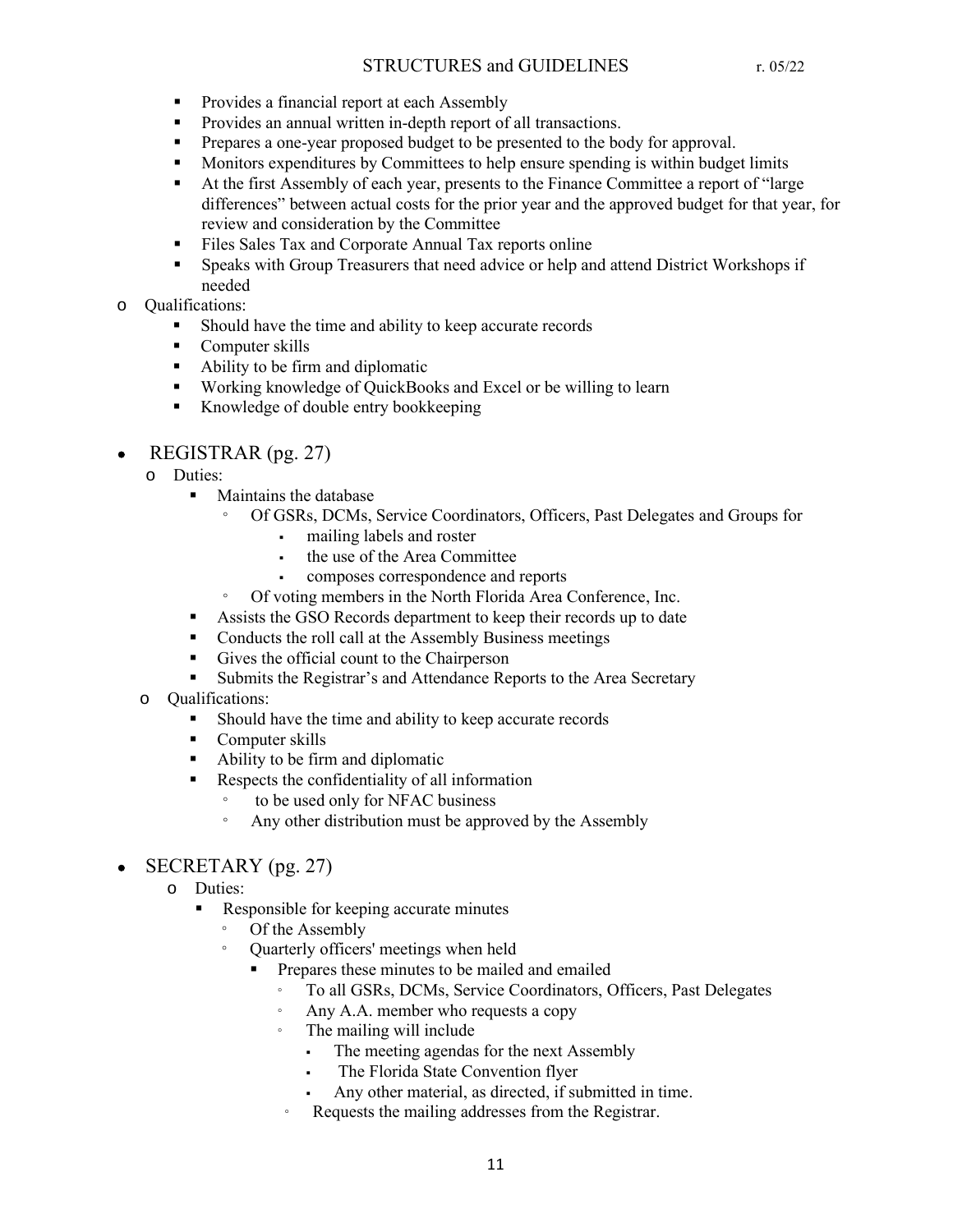- Provides a financial report at each Assembly
- Provides an annual written in-depth report of all transactions.
- Prepares a one-year proposed budget to be presented to the body for approval.
- Monitors expenditures by Committees to help ensure spending is within budget limits
- At the first Assembly of each year, presents to the Finance Committee a report of "large differences" between actual costs for the prior year and the approved budget for that year, for review and consideration by the Committee
- Files Sales Tax and Corporate Annual Tax reports online
- Speaks with Group Treasurers that need advice or help and attend District Workshops if needed

- Qualifications:
  - Should have the time and ability to keep accurate records
  - Computer skills
  - Ability to be firm and diplomatic
  - Working knowledge of QuickBooks and Excel or be willing to learn
  - Knowledge of double entry bookkeeping

- REGISTRAR (pg. 27)
  - Duties:
    - Maintains the database
      - Of GSRs, DCMs, Service Coordinators, Officers, Past Delegates and Groups for
        - mailing labels and roster
        - the use of the Area Committee
        - composes correspondence and reports
      - Of voting members in the North Florida Area Conference, Inc.
    - Assists the GSO Records department to keep their records up to date
    - Conducts the roll call at the Assembly Business meetings
    - Gives the official count to the Chairperson
    - Submits the Registrar's and Attendance Reports to the Area Secretary
  - Qualifications:
    - Should have the time and ability to keep accurate records
    - Computer skills
    - Ability to be firm and diplomatic
    - Respects the confidentiality of all information
      - to be used only for NFAC business
      - Any other distribution must be approved by the Assembly

- SECRETARY (pg. 27)
  - Duties:
    - Responsible for keeping accurate minutes
      - Of the Assembly
      - Quarterly officers' meetings when held
        - Prepares these minutes to be mailed and emailed
          - To all GSRs, DCMs, Service Coordinators, Officers, Past Delegates
          - Any A.A. member who requests a copy
          - The mailing will include
            - The meeting agendas for the next Assembly
            - The Florida State Convention flyer
            - Any other material, as directed, if submitted in time.
          - Requests the mailing addresses from the Registrar.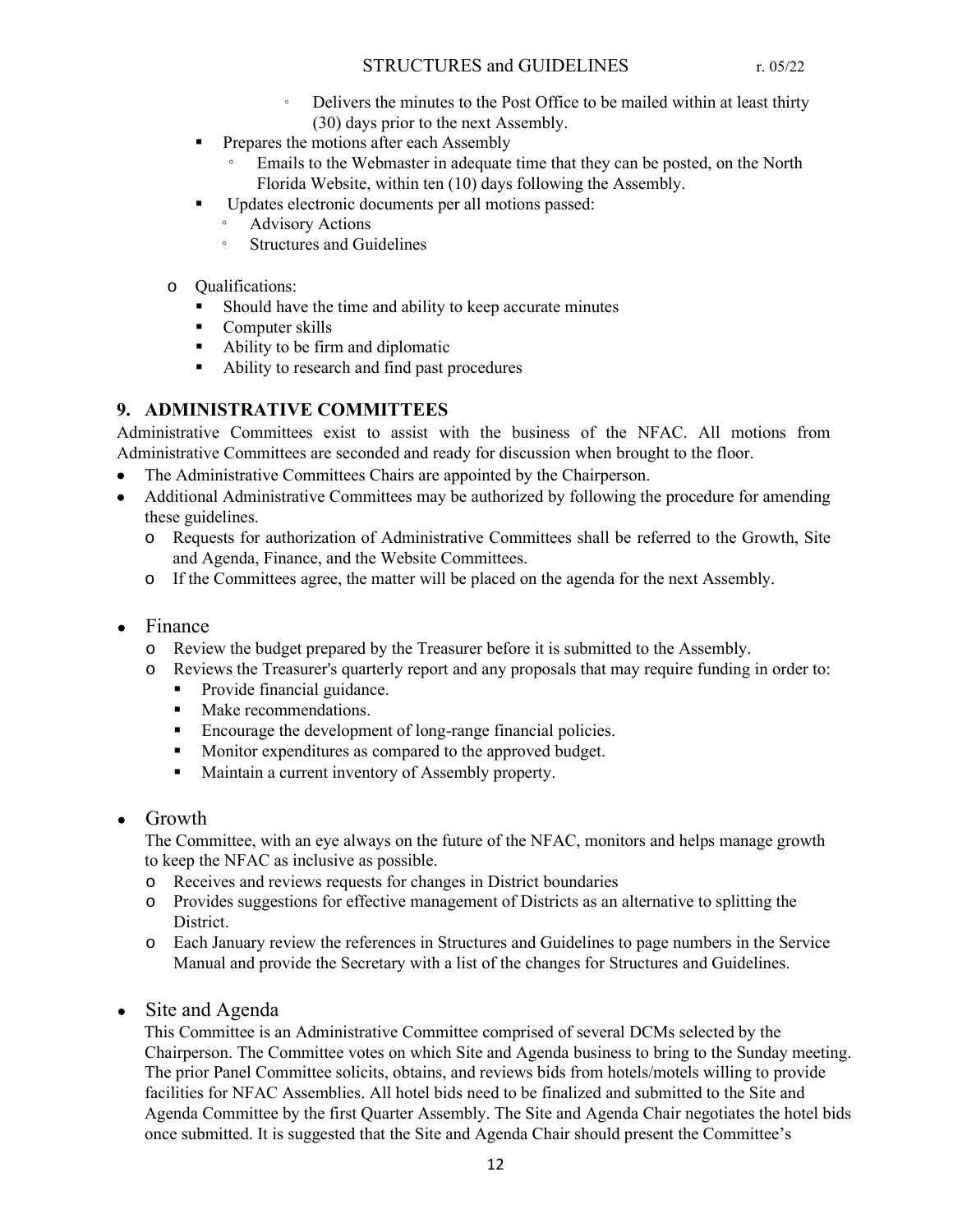- Delivers the minutes to the Post Office to be mailed within at least thirty (30) days prior to the next Assembly.
    - Prepares the motions after each Assembly
        - Emails to the Webmaster in adequate time that they can be posted, on the North Florida Website, within ten (10) days following the Assembly.
    - Updates electronic documents per all motions passed:
        - Advisory Actions
        - Structures and Guidelines

- Qualifications:
    - Should have the time and ability to keep accurate minutes
    - Computer skills
    - Ability to be firm and diplomatic
    - Ability to research and find past procedures

## 9. ADMINISTRATIVE COMMITTEES

Administrative Committees exist to assist with the business of the NFAC. All motions from Administrative Committees are seconded and ready for discussion when brought to the floor.

- The Administrative Committees Chairs are appointed by the Chairperson.
- Additional Administrative Committees may be authorized by following the procedure for amending these guidelines.
    - Requests for authorization of Administrative Committees shall be referred to the Growth, Site and Agenda, Finance, and the Website Committees.
    - If the Committees agree, the matter will be placed on the agenda for the next Assembly.

- Finance
    - Review the budget prepared by the Treasurer before it is submitted to the Assembly.
    - Reviews the Treasurer's quarterly report and any proposals that may require funding in order to:
        - Provide financial guidance.
        - Make recommendations.
        - Encourage the development of long-range financial policies.
        - Monitor expenditures as compared to the approved budget.
        - Maintain a current inventory of Assembly property.

- Growth

  The Committee, with an eye always on the future of the NFAC, monitors and helps manage growth to keep the NFAC as inclusive as possible.
    - Receives and reviews requests for changes in District boundaries
    - Provides suggestions for effective management of Districts as an alternative to splitting the District.
    - Each January review the references in Structures and Guidelines to page numbers in the Service Manual and provide the Secretary with a list of the changes for Structures and Guidelines.

- Site and Agenda

  This Committee is an Administrative Committee comprised of several DCMs selected by the Chairperson. The Committee votes on which Site and Agenda business to bring to the Sunday meeting. The prior Panel Committee solicits, obtains, and reviews bids from hotels/motels willing to provide facilities for NFAC Assemblies. All hotel bids need to be finalized and submitted to the Site and Agenda Committee by the first Quarter Assembly. The Site and Agenda Chair negotiates the hotel bids once submitted. It is suggested that the Site and Agenda Chair should present the Committee's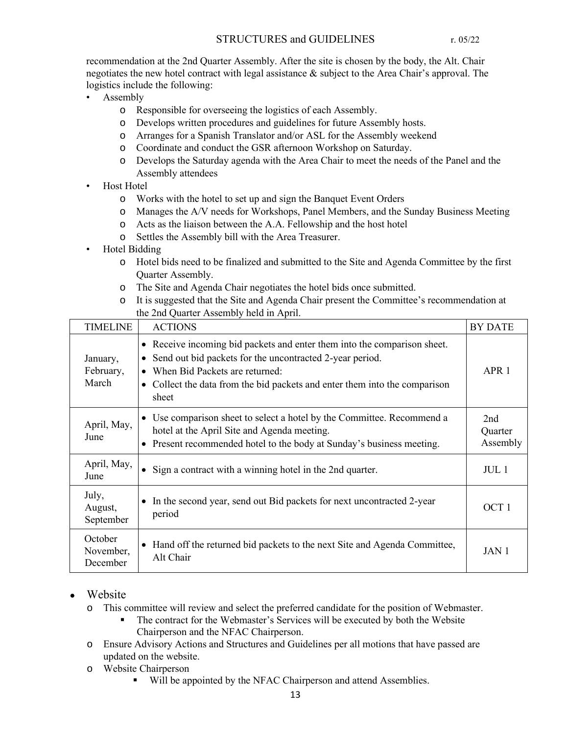recommendation at the 2nd Quarter Assembly. After the site is chosen by the body, the Alt. Chair negotiates the new hotel contract with legal assistance & subject to the Area Chair's approval. The logistics include the following:

- Assembly
  - Responsible for overseeing the logistics of each Assembly.
  - Develops written procedures and guidelines for future Assembly hosts.
  - Arranges for a Spanish Translator and/or ASL for the Assembly weekend
  - Coordinate and conduct the GSR afternoon Workshop on Saturday.
  - Develops the Saturday agenda with the Area Chair to meet the needs of the Panel and the Assembly attendees
- Host Hotel
  - Works with the hotel to set up and sign the Banquet Event Orders
  - Manages the A/V needs for Workshops, Panel Members, and the Sunday Business Meeting
  - Acts as the liaison between the A.A. Fellowship and the host hotel
  - Settles the Assembly bill with the Area Treasurer.
- Hotel Bidding
  - Hotel bids need to be finalized and submitted to the Site and Agenda Committee by the first Quarter Assembly.
  - The Site and Agenda Chair negotiates the hotel bids once submitted.
  - It is suggested that the Site and Agenda Chair present the Committee's recommendation at the 2nd Quarter Assembly held in April.

| TIMELINE | ACTIONS | BY DATE |
|---|---|---|
| January, February, March | • Receive incoming bid packets and enter them into the comparison sheet.<br>• Send out bid packets for the uncontracted 2-year period.<br>• When Bid Packets are returned:<br>• Collect the data from the bid packets and enter them into the comparison sheet | APR 1 |
| April, May, June | • Use comparison sheet to select a hotel by the Committee. Recommend a hotel at the April Site and Agenda meeting.<br>• Present recommended hotel to the body at Sunday's business meeting. | 2nd Quarter Assembly |
| April, May, June | • Sign a contract with a winning hotel in the 2nd quarter. | JUL 1 |
| July, August, September | • In the second year, send out Bid packets for next uncontracted 2-year period | OCT 1 |
| October November, December | • Hand off the returned bid packets to the next Site and Agenda Committee, Alt Chair | JAN 1 |

- Website
  - This committee will review and select the preferred candidate for the position of Webmaster.
    - The contract for the Webmaster's Services will be executed by both the Website Chairperson and the NFAC Chairperson.
  - Ensure Advisory Actions and Structures and Guidelines per all motions that have passed are updated on the website.
  - Website Chairperson
    - Will be appointed by the NFAC Chairperson and attend Assemblies.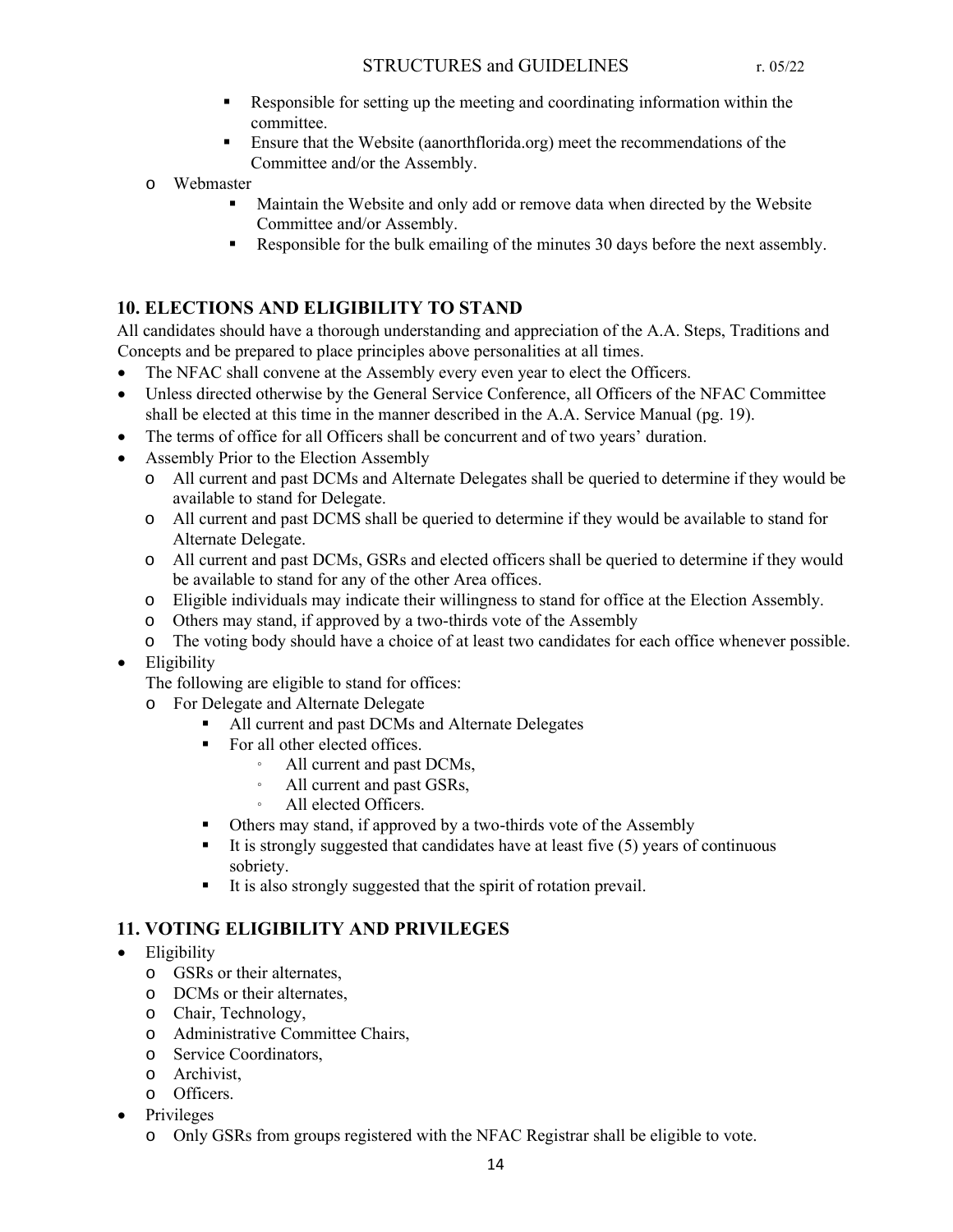- Responsible for setting up the meeting and coordinating information within the committee.
        - Ensure that the Website (aanorthflorida.org) meet the recommendations of the Committee and/or the Assembly.
    - Webmaster
        - Maintain the Website and only add or remove data when directed by the Website Committee and/or Assembly.
        - Responsible for the bulk emailing of the minutes 30 days before the next assembly.

## 10. ELECTIONS AND ELIGIBILITY TO STAND

All candidates should have a thorough understanding and appreciation of the A.A. Steps, Traditions and Concepts and be prepared to place principles above personalities at all times.

- The NFAC shall convene at the Assembly every even year to elect the Officers.
- Unless directed otherwise by the General Service Conference, all Officers of the NFAC Committee shall be elected at this time in the manner described in the A.A. Service Manual (pg. 19).
- The terms of office for all Officers shall be concurrent and of two years' duration.
- Assembly Prior to the Election Assembly
    - All current and past DCMs and Alternate Delegates shall be queried to determine if they would be available to stand for Delegate.
    - All current and past DCMS shall be queried to determine if they would be available to stand for Alternate Delegate.
    - All current and past DCMs, GSRs and elected officers shall be queried to determine if they would be available to stand for any of the other Area offices.
    - Eligible individuals may indicate their willingness to stand for office at the Election Assembly.
    - Others may stand, if approved by a two-thirds vote of the Assembly
    - The voting body should have a choice of at least two candidates for each office whenever possible.
- Eligibility

  The following are eligible to stand for offices:
    - For Delegate and Alternate Delegate
        - All current and past DCMs and Alternate Delegates
        - For all other elected offices.
            - All current and past DCMs,
            - All current and past GSRs,
            - All elected Officers.
        - Others may stand, if approved by a two-thirds vote of the Assembly
        - It is strongly suggested that candidates have at least five (5) years of continuous sobriety.
        - It is also strongly suggested that the spirit of rotation prevail.

## 11. VOTING ELIGIBILITY AND PRIVILEGES

- Eligibility
    - GSRs or their alternates,
    - DCMs or their alternates,
    - Chair, Technology,
    - Administrative Committee Chairs,
    - Service Coordinators,
    - Archivist,
    - Officers.
- Privileges
    - Only GSRs from groups registered with the NFAC Registrar shall be eligible to vote.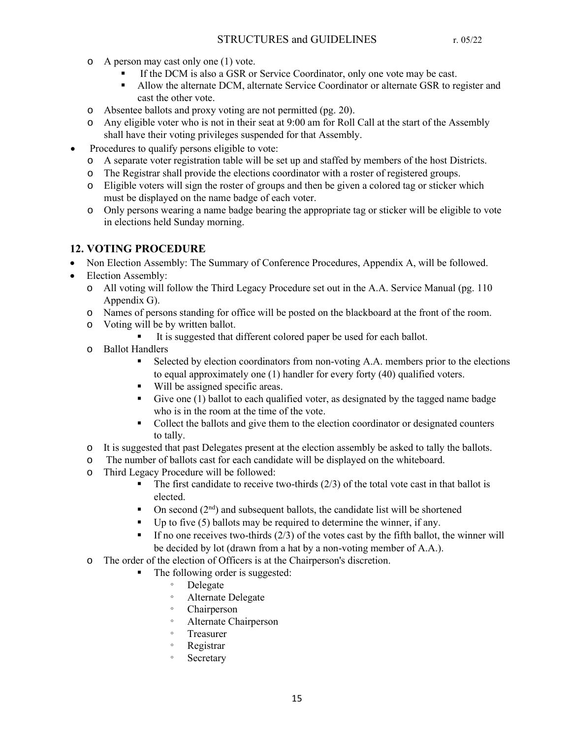- A person may cast only one (1) vote.
  - If the DCM is also a GSR or Service Coordinator, only one vote may be cast.
  - Allow the alternate DCM, alternate Service Coordinator or alternate GSR to register and cast the other vote.
- Absentee ballots and proxy voting are not permitted (pg. 20).
- Any eligible voter who is not in their seat at 9:00 am for Roll Call at the start of the Assembly shall have their voting privileges suspended for that Assembly.

- Procedures to qualify persons eligible to vote:
  - A separate voter registration table will be set up and staffed by members of the host Districts.
  - The Registrar shall provide the elections coordinator with a roster of registered groups.
  - Eligible voters will sign the roster of groups and then be given a colored tag or sticker which must be displayed on the name badge of each voter.
  - Only persons wearing a name badge bearing the appropriate tag or sticker will be eligible to vote in elections held Sunday morning.

## 12. VOTING PROCEDURE

- Non Election Assembly: The Summary of Conference Procedures, Appendix A, will be followed.
- Election Assembly:
  - All voting will follow the Third Legacy Procedure set out in the A.A. Service Manual (pg. 110 Appendix G).
  - Names of persons standing for office will be posted on the blackboard at the front of the room.
  - Voting will be by written ballot.
    - It is suggested that different colored paper be used for each ballot.
  - Ballot Handlers
    - Selected by election coordinators from non-voting A.A. members prior to the elections to equal approximately one (1) handler for every forty (40) qualified voters.
    - Will be assigned specific areas.
    - Give one (1) ballot to each qualified voter, as designated by the tagged name badge who is in the room at the time of the vote.
    - Collect the ballots and give them to the election coordinator or designated counters to tally.
  - It is suggested that past Delegates present at the election assembly be asked to tally the ballots.
  - The number of ballots cast for each candidate will be displayed on the whiteboard.
  - Third Legacy Procedure will be followed:
    - The first candidate to receive two-thirds (2/3) of the total vote cast in that ballot is elected.
    - On second (2nd) and subsequent ballots, the candidate list will be shortened
    - Up to five (5) ballots may be required to determine the winner, if any.
    - If no one receives two-thirds (2/3) of the votes cast by the fifth ballot, the winner will be decided by lot (drawn from a hat by a non-voting member of A.A.).
  - The order of the election of Officers is at the Chairperson's discretion.
    - The following order is suggested:
      - Delegate
      - Alternate Delegate
      - Chairperson
      - Alternate Chairperson
      - Treasurer
      - Registrar
      - Secretary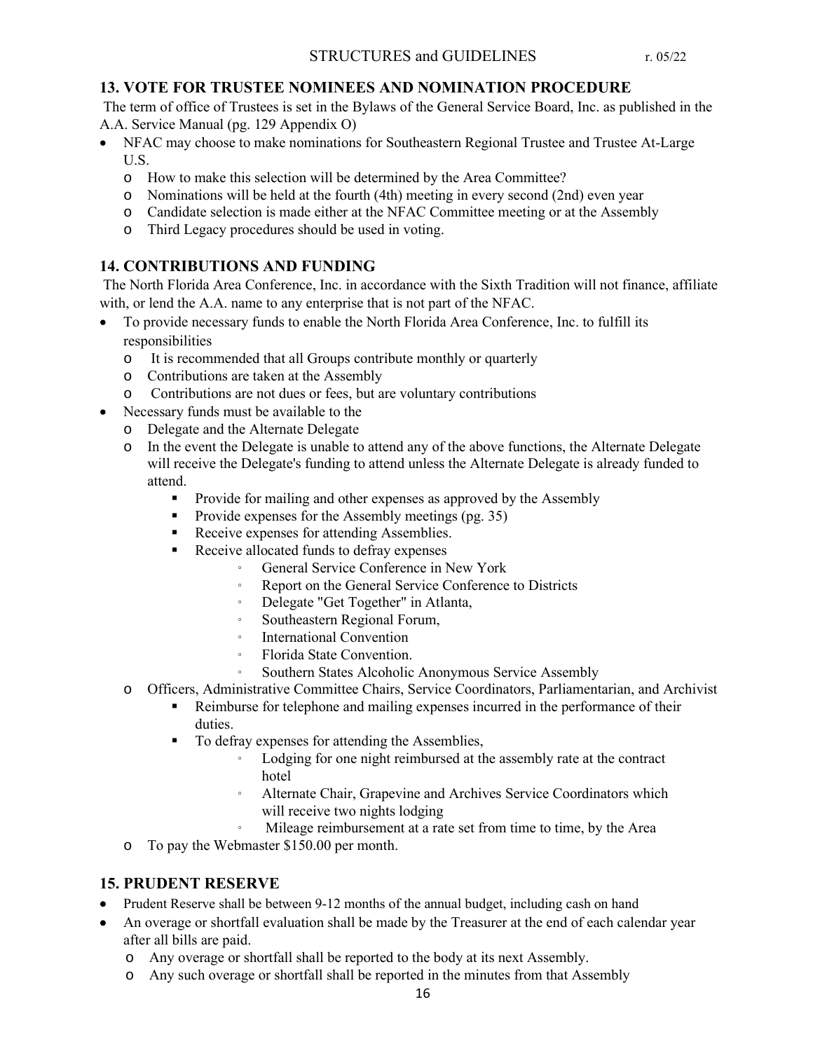## 13. VOTE FOR TRUSTEE NOMINEES AND NOMINATION PROCEDURE

The term of office of Trustees is set in the Bylaws of the General Service Board, Inc. as published in the A.A. Service Manual (pg. 129 Appendix O)

- NFAC may choose to make nominations for Southeastern Regional Trustee and Trustee At-Large U.S.
  - How to make this selection will be determined by the Area Committee?
  - Nominations will be held at the fourth (4th) meeting in every second (2nd) even year
  - Candidate selection is made either at the NFAC Committee meeting or at the Assembly
  - Third Legacy procedures should be used in voting.

## 14. CONTRIBUTIONS AND FUNDING

The North Florida Area Conference, Inc. in accordance with the Sixth Tradition will not finance, affiliate with, or lend the A.A. name to any enterprise that is not part of the NFAC.

- To provide necessary funds to enable the North Florida Area Conference, Inc. to fulfill its responsibilities
  - It is recommended that all Groups contribute monthly or quarterly
  - Contributions are taken at the Assembly
  - Contributions are not dues or fees, but are voluntary contributions
- Necessary funds must be available to the
  - Delegate and the Alternate Delegate
  - In the event the Delegate is unable to attend any of the above functions, the Alternate Delegate will receive the Delegate's funding to attend unless the Alternate Delegate is already funded to attend.
    - Provide for mailing and other expenses as approved by the Assembly
    - Provide expenses for the Assembly meetings (pg. 35)
    - Receive expenses for attending Assemblies.
    - Receive allocated funds to defray expenses
      - General Service Conference in New York
      - Report on the General Service Conference to Districts
      - Delegate "Get Together" in Atlanta,
      - Southeastern Regional Forum,
      - International Convention
      - Florida State Convention.
      - Southern States Alcoholic Anonymous Service Assembly
  - Officers, Administrative Committee Chairs, Service Coordinators, Parliamentarian, and Archivist
    - Reimburse for telephone and mailing expenses incurred in the performance of their duties.
    - To defray expenses for attending the Assemblies,
      - Lodging for one night reimbursed at the assembly rate at the contract hotel
      - Alternate Chair, Grapevine and Archives Service Coordinators which will receive two nights lodging
      - Mileage reimbursement at a rate set from time to time, by the Area
  - To pay the Webmaster $150.00 per month.

## 15. PRUDENT RESERVE

- Prudent Reserve shall be between 9-12 months of the annual budget, including cash on hand
- An overage or shortfall evaluation shall be made by the Treasurer at the end of each calendar year after all bills are paid.
  - Any overage or shortfall shall be reported to the body at its next Assembly.
  - Any such overage or shortfall shall be reported in the minutes from that Assembly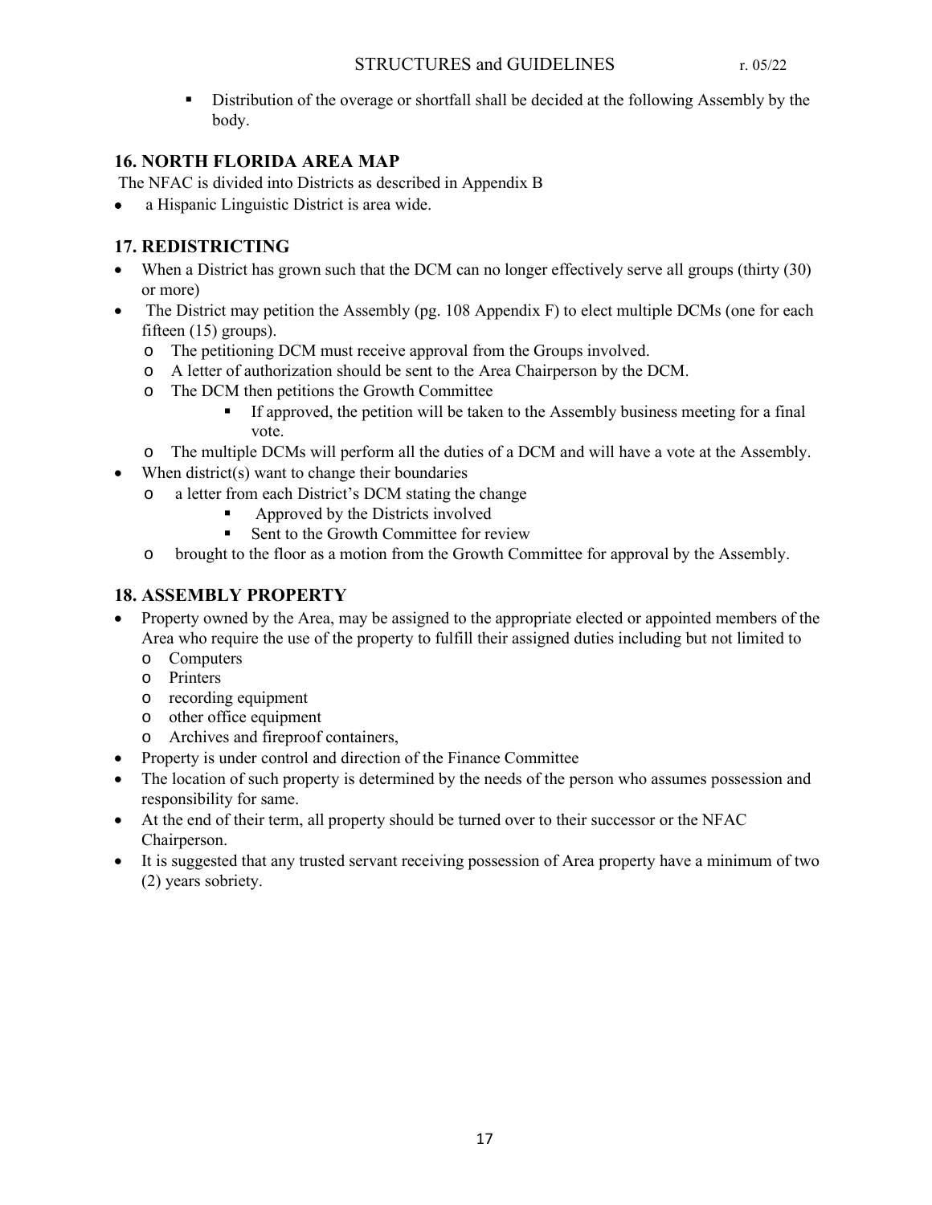- Distribution of the overage or shortfall shall be decided at the following Assembly by the body.

## 16. NORTH FLORIDA AREA MAP

The NFAC is divided into Districts as described in Appendix B

- a Hispanic Linguistic District is area wide.

## 17. REDISTRICTING

- When a District has grown such that the DCM can no longer effectively serve all groups (thirty (30) or more)
- The District may petition the Assembly (pg. 108 Appendix F) to elect multiple DCMs (one for each fifteen (15) groups).
    - The petitioning DCM must receive approval from the Groups involved.
    - A letter of authorization should be sent to the Area Chairperson by the DCM.
    - The DCM then petitions the Growth Committee
        - If approved, the petition will be taken to the Assembly business meeting for a final vote.
    - The multiple DCMs will perform all the duties of a DCM and will have a vote at the Assembly.
- When district(s) want to change their boundaries
    - a letter from each District's DCM stating the change
        - Approved by the Districts involved
        - Sent to the Growth Committee for review
    - brought to the floor as a motion from the Growth Committee for approval by the Assembly.

## 18. ASSEMBLY PROPERTY

- Property owned by the Area, may be assigned to the appropriate elected or appointed members of the Area who require the use of the property to fulfill their assigned duties including but not limited to
    - Computers
    - Printers
    - recording equipment
    - other office equipment
    - Archives and fireproof containers,
- Property is under control and direction of the Finance Committee
- The location of such property is determined by the needs of the person who assumes possession and responsibility for same.
- At the end of their term, all property should be turned over to their successor or the NFAC Chairperson.
- It is suggested that any trusted servant receiving possession of Area property have a minimum of two (2) years sobriety.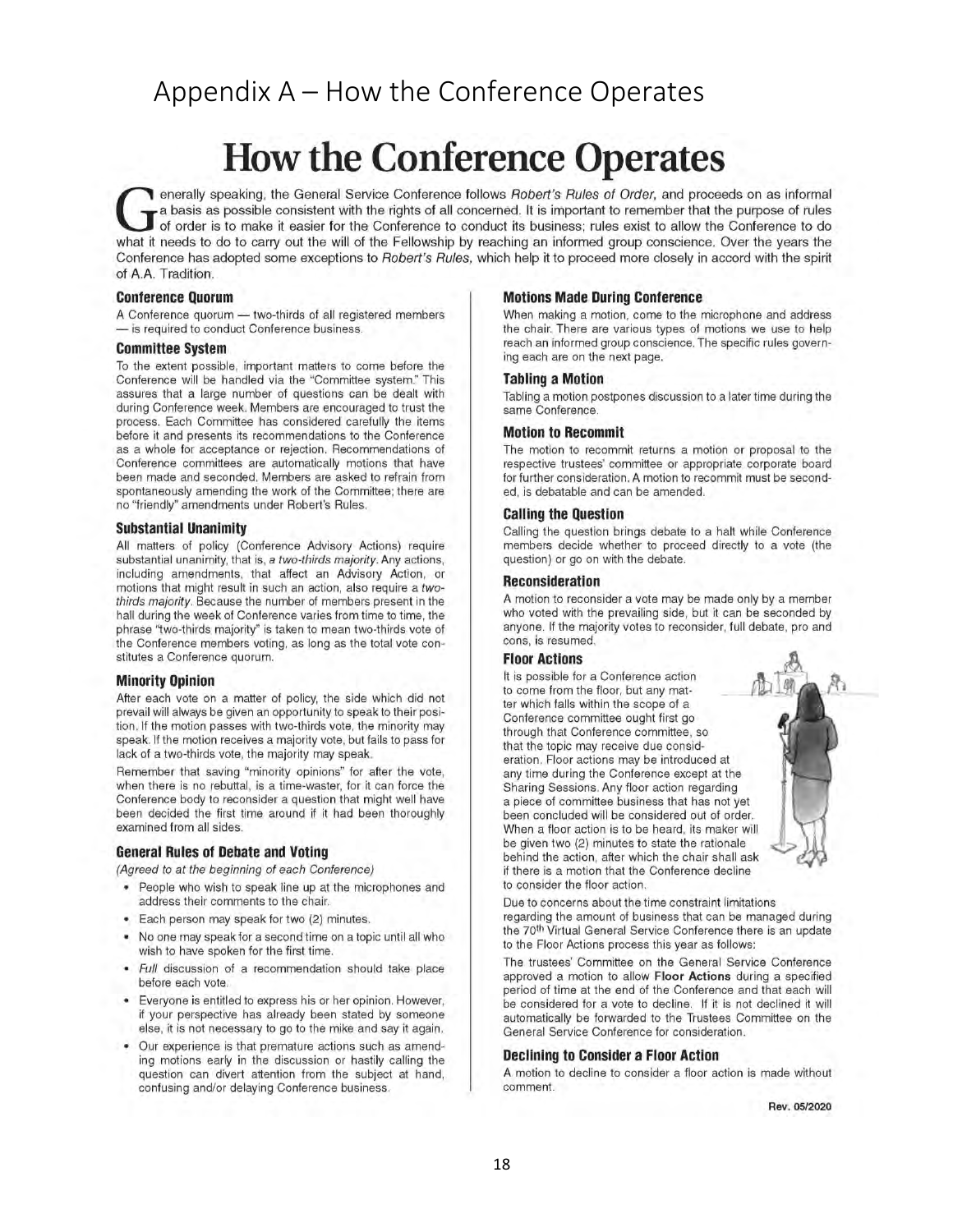# Appendix A – How the Conference Operates

## How the Conference Operates

Generally speaking, the General Service Conference follows *Robert's Rules of Order*, and proceeds on as informal a basis as possible consistent with the rights of all concerned. It is important to remember that the purpose of rules of order is to make it easier for the Conference to conduct its business; rules exist to allow the Conference to do what it needs to do to carry out the will of the Fellowship by reaching an informed group conscience. Over the years the Conference has adopted some exceptions to *Robert's Rules*, which help it to proceed more closely in accord with the spirit of A.A. Tradition.

### Conference Quorum

A Conference quorum — two-thirds of all registered members — is required to conduct Conference business.

### Committee System

To the extent possible, important matters to come before the Conference will be handled via the "Committee system." This assures that a large number of questions can be dealt with during Conference week. Members are encouraged to trust the process. Each Committee has considered carefully the items before it and presents its recommendations to the Conference as a whole for acceptance or rejection. Recommendations of Conference committees are automatically motions that have been made and seconded. Members are asked to refrain from spontaneously amending the work of the Committee; there are no "friendly" amendments under Robert's Rules.

### Substantial Unanimity

All matters of policy (Conference Advisory Actions) require substantial unanimity, that is, *a two-thirds majority*. Any actions, including amendments, that affect an Advisory Action, or motions that might result in such an action, also require a *two-thirds majority*. Because the number of members present in the hall during the week of Conference varies from time to time, the phrase "two-thirds majority" is taken to mean two-thirds vote of the Conference members voting, as long as the total vote constitutes a Conference quorum.

### Minority Opinion

After each vote on a matter of policy, the side which did not prevail will always be given an opportunity to speak to their position. If the motion passes with two-thirds vote, the minority may speak. If the motion receives a majority vote, but fails to pass for lack of a two-thirds vote, the majority may speak.

Remember that saving "minority opinions" for after the vote, when there is no rebuttal, is a time-waster, for it can force the Conference body to reconsider a question that might well have been decided the first time around if it had been thoroughly examined from all sides.

### General Rules of Debate and Voting

*(Agreed to at the beginning of each Conference)*

- People who wish to speak line up at the microphones and address their comments to the chair.
- Each person may speak for two (2) minutes.
- No one may speak for a second time on a topic until all who wish to have spoken for the first time.
- *Full* discussion of a recommendation should take place before each vote.
- Everyone is entitled to express his or her opinion. However, if your perspective has already been stated by someone else, it is not necessary to go to the mike and say it again.
- Our experience is that premature actions such as amending motions early in the discussion or hastily calling the question can divert attention from the subject at hand, confusing and/or delaying Conference business.

### Motions Made During Conference

When making a motion, come to the microphone and address the chair. There are various types of motions we use to help reach an informed group conscience. The specific rules governing each are on the next page.

### Tabling a Motion

Tabling a motion postpones discussion to a later time during the same Conference.

### Motion to Recommit

The motion to recommit returns a motion or proposal to the respective trustees' committee or appropriate corporate board for further consideration. A motion to recommit must be seconded, is debatable and can be amended.

### Calling the Question

Calling the question brings debate to a halt while Conference members decide whether to proceed directly to a vote (the question) or go on with the debate.

### Reconsideration

A motion to reconsider a vote may be made only by a member who voted with the prevailing side, but it can be seconded by anyone. If the majority votes to reconsider, full debate, pro and cons, is resumed.

### Floor Actions

It is possible for a Conference action to come from the floor, but any matter which falls within the scope of a Conference committee ought first go through that Conference committee, so that the topic may receive due consideration. Floor actions may be introduced at any time during the Conference except at the Sharing Sessions. Any floor action regarding a piece of committee business that has not yet been concluded will be considered out of order. When a floor action is to be heard, its maker will be given two (2) minutes to state the rationale behind the action, after which the chair shall ask if there is a motion that the Conference decline to consider the floor action.

Due to concerns about the time constraint limitations regarding the amount of business that can be managed during the 70th Virtual General Service Conference there is an update to the Floor Actions process this year as follows:

The trustees' Committee on the General Service Conference approved a motion to allow **Floor Actions** during a specified period of time at the end of the Conference and that each will be considered for a vote to decline. If it is not declined it will automatically be forwarded to the Trustees Committee on the General Service Conference for consideration.

### Declining to Consider a Floor Action

A motion to decline to consider a floor action is made without comment.

Rev. 05/2020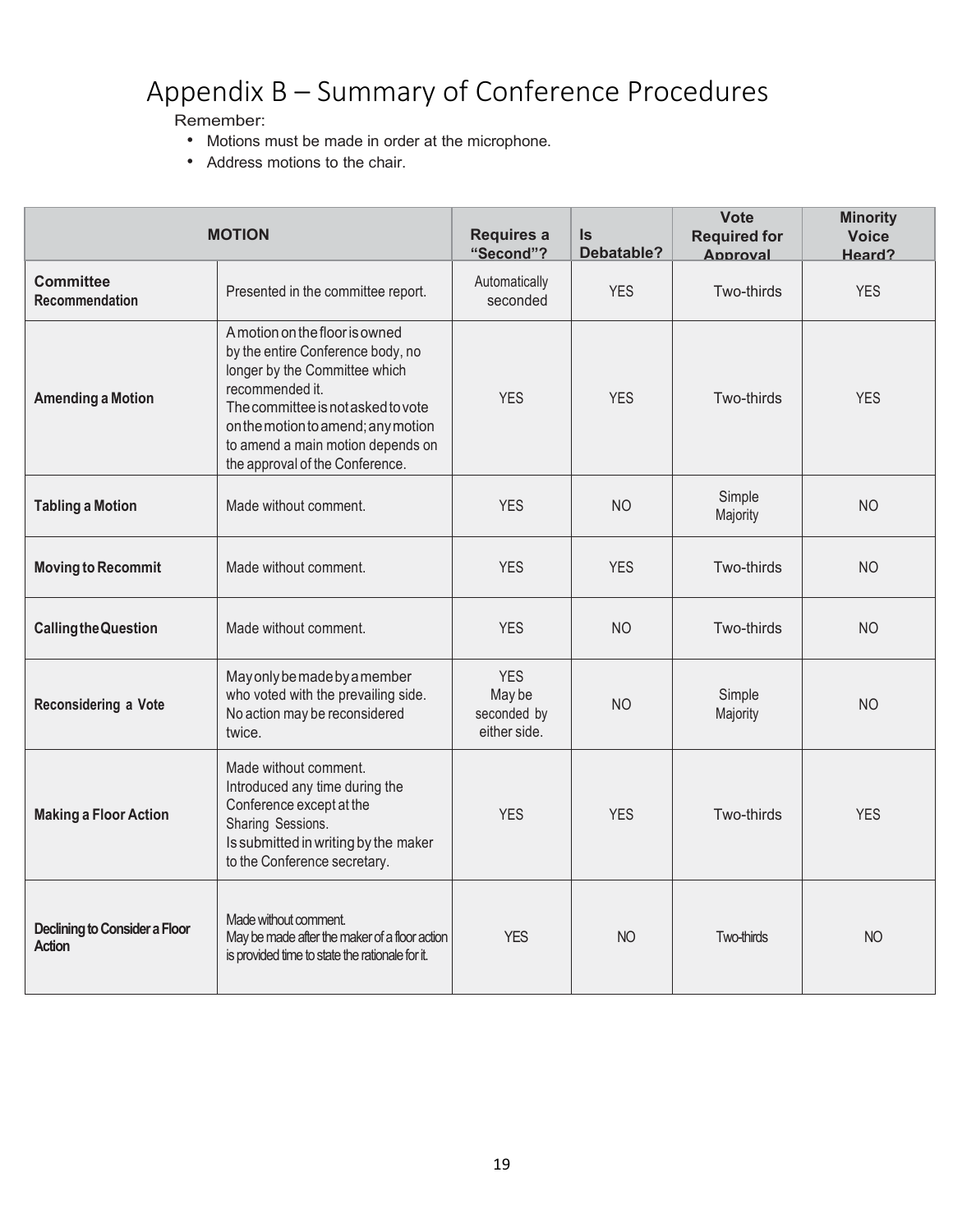# Appendix B – Summary of Conference Procedures

Remember:

- Motions must be made in order at the microphone.
- Address motions to the chair.

| MOTION | | Requires a "Second"? | Is Debatable? | Vote Required for Approval | Minority Voice Heard? |
|---|---|---|---|---|---|
| **Committee Recommendation** | Presented in the committee report. | Automatically seconded | YES | Two-thirds | YES |
| **Amending a Motion** | A motion on the floor is owned by the entire Conference body, no longer by the Committee which recommended it. The committee is not asked to vote on the motion to amend; any motion to amend a main motion depends on the approval of the Conference. | YES | YES | Two-thirds | YES |
| **Tabling a Motion** | Made without comment. | YES | NO | Simple Majority | NO |
| **Moving to Recommit** | Made without comment. | YES | YES | Two-thirds | NO |
| **Calling the Question** | Made without comment. | YES | NO | Two-thirds | NO |
| **Reconsidering a Vote** | May only be made by a member who voted with the prevailing side. No action may be reconsidered twice. | YES May be seconded by either side. | NO | Simple Majority | NO |
| **Making a Floor Action** | Made without comment. Introduced any time during the Conference except at the Sharing Sessions. Is submitted in writing by the maker to the Conference secretary. | YES | YES | Two-thirds | YES |
| **Declining to Consider a Floor Action** | Made without comment. May be made after the maker of a floor action is provided time to state the rationale for it. | YES | NO | Two-thirds | NO |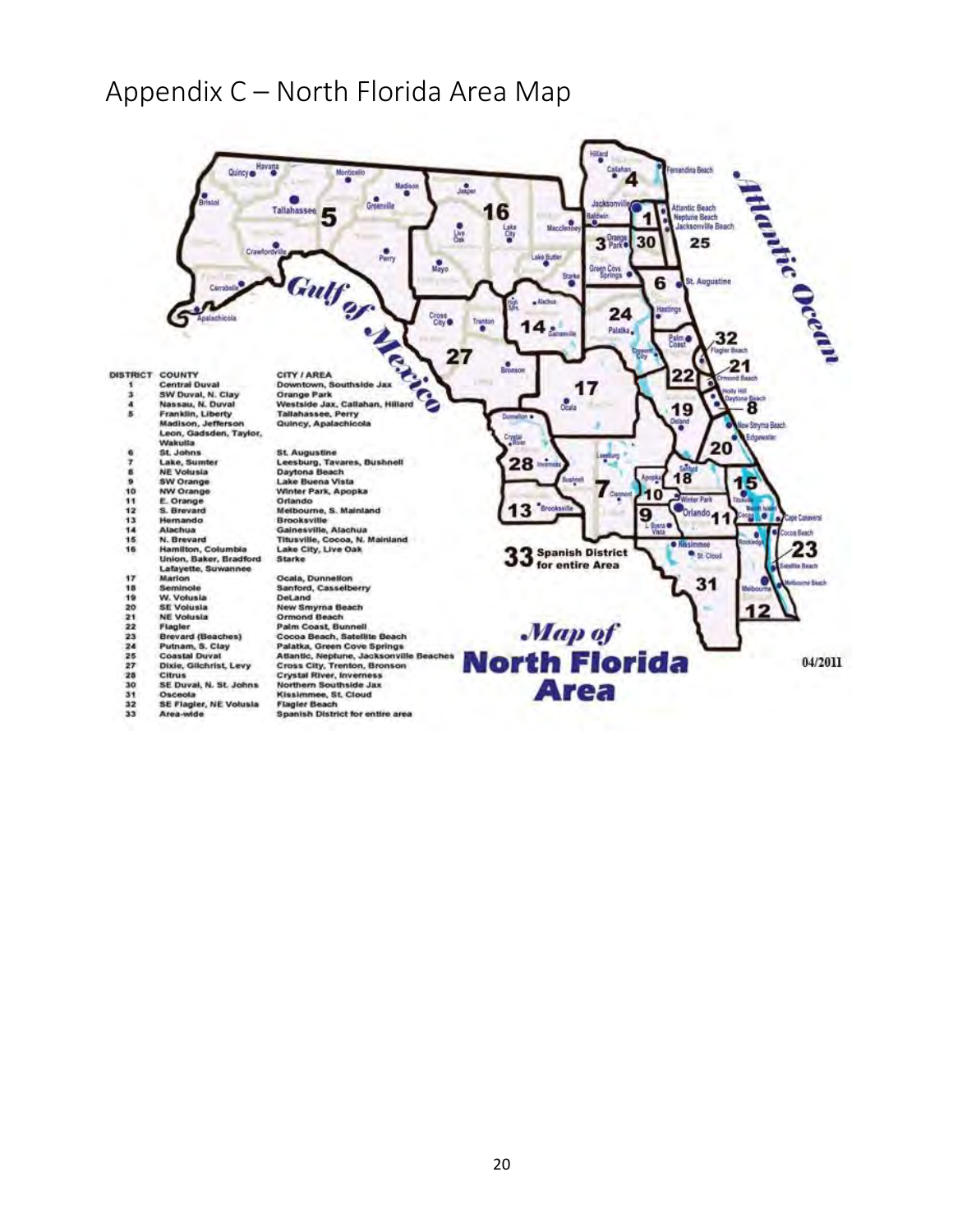# Appendix C – North Florida Area Map

| DISTRICT | COUNTY | CITY / AREA |
|---|---|---|
| 1 | Central Duval | Downtown, Southside Jax |
| 3 | SW Duval, N. Clay | Orange Park |
| 4 | Nassau, N. Duval | Westside Jax, Callahan, Hillard |
| 5 | Franklin, Liberty Madison, Jefferson Leon, Gadsden, Taylor, Wakulla | Tallahassee, Perry Quincy, Apalachicola |
| 6 | St. Johns | St. Augustine |
| 7 | Lake, Sumter | Leesburg, Tavares, Bushnell |
| 8 | NE Volusia | Daytona Beach |
| 9 | SW Orange | Lake Buena Vista |
| 10 | NW Orange | Winter Park, Apopka |
| 11 | E. Orange | Orlando |
| 12 | S. Brevard | Melbourne, S. Mainland |
| 13 | Hernando | Brooksville |
| 14 | Alachua | Gainesville, Alachua |
| 15 | N. Brevard | Titusville, Cocoa, N. Mainland |
| 16 | Hamilton, Columbia Union, Baker, Bradford Lafayette, Suwannee | Lake City, Live Oak Starke |
| 17 | Marion | Ocala, Dunnellon |
| 18 | Seminole | Sanford, Casselberry |
| 19 | W. Volusia | DeLand |
| 20 | SE Volusia | New Smyrna Beach |
| 21 | NE Volusia | Ormond Beach |
| 22 | Flagler | Palm Coast, Bunnell |
| 23 | Brevard (Beaches) | Cocoa Beach, Satellite Beach |
| 24 | Putnam, S. Clay | Palatka, Green Cove Springs |
| 25 | Coastal Duval | Atlantic, Neptune, Jacksonville Beaches |
| 27 | Dixie, Gilchrist, Levy | Cross City, Trenton, Bronson |
| 28 | Citrus | Crystal River, Inverness |
| 30 | SE Duval, N. St. Johns | Northern Southside Jax |
| 31 | Osceola | Kissimmee, St. Cloud |
| 32 | SE Flagler, NE Volusia | Flagler Beach |
| 33 | Area-wide | Spanish District for entire area |

**33** Spanish District for entire Area

***Map of***
**North Florida Area**

04/2011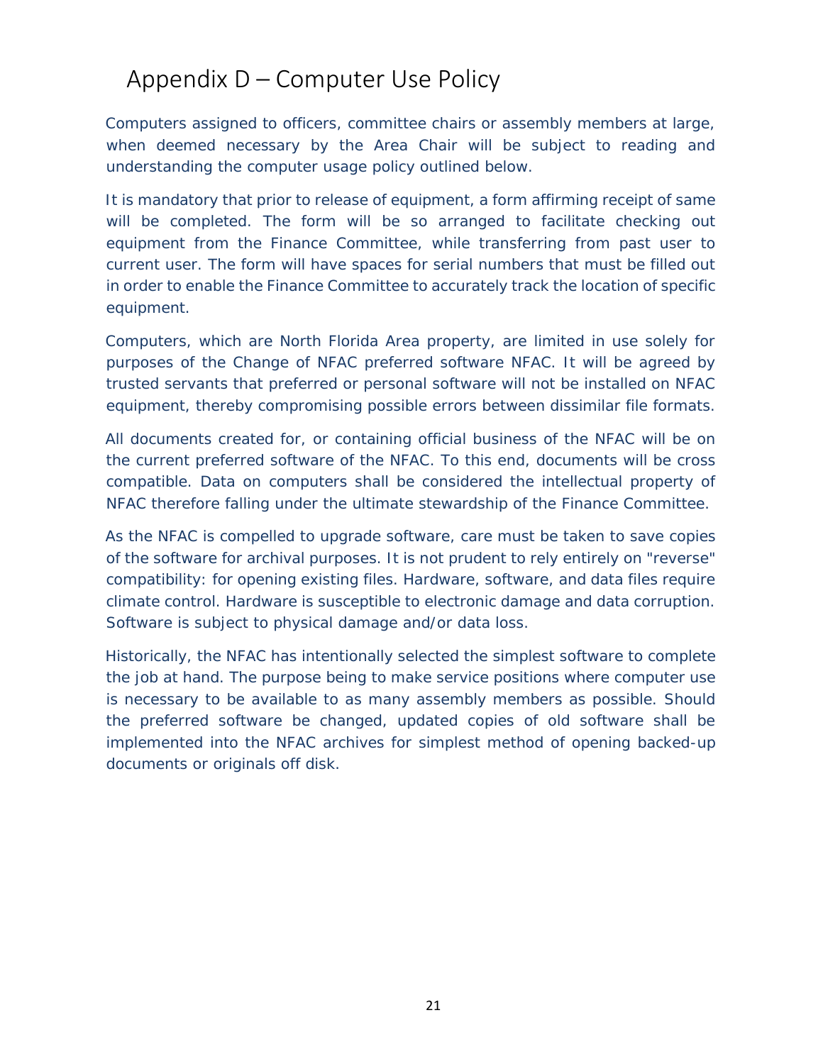# Appendix D – Computer Use Policy

Computers assigned to officers, committee chairs or assembly members at large, when deemed necessary by the Area Chair will be subject to reading and understanding the computer usage policy outlined below.

It is mandatory that prior to release of equipment, a form affirming receipt of same will be completed. The form will be so arranged to facilitate checking out equipment from the Finance Committee, while transferring from past user to current user. The form will have spaces for serial numbers that must be filled out in order to enable the Finance Committee to accurately track the location of specific equipment.

Computers, which are North Florida Area property, are limited in use solely for purposes of the Change of NFAC preferred software NFAC. It will be agreed by trusted servants that preferred or personal software will not be installed on NFAC equipment, thereby compromising possible errors between dissimilar file formats.

All documents created for, or containing official business of the NFAC will be on the current preferred software of the NFAC. To this end, documents will be cross compatible. Data on computers shall be considered the intellectual property of NFAC therefore falling under the ultimate stewardship of the Finance Committee.

As the NFAC is compelled to upgrade software, care must be taken to save copies of the software for archival purposes. It is not prudent to rely entirely on "reverse" compatibility: for opening existing files. Hardware, software, and data files require climate control. Hardware is susceptible to electronic damage and data corruption. Software is subject to physical damage and/or data loss.

Historically, the NFAC has intentionally selected the simplest software to complete the job at hand. The purpose being to make service positions where computer use is necessary to be available to as many assembly members as possible. Should the preferred software be changed, updated copies of old software shall be implemented into the NFAC archives for simplest method of opening backed-up documents or originals off disk.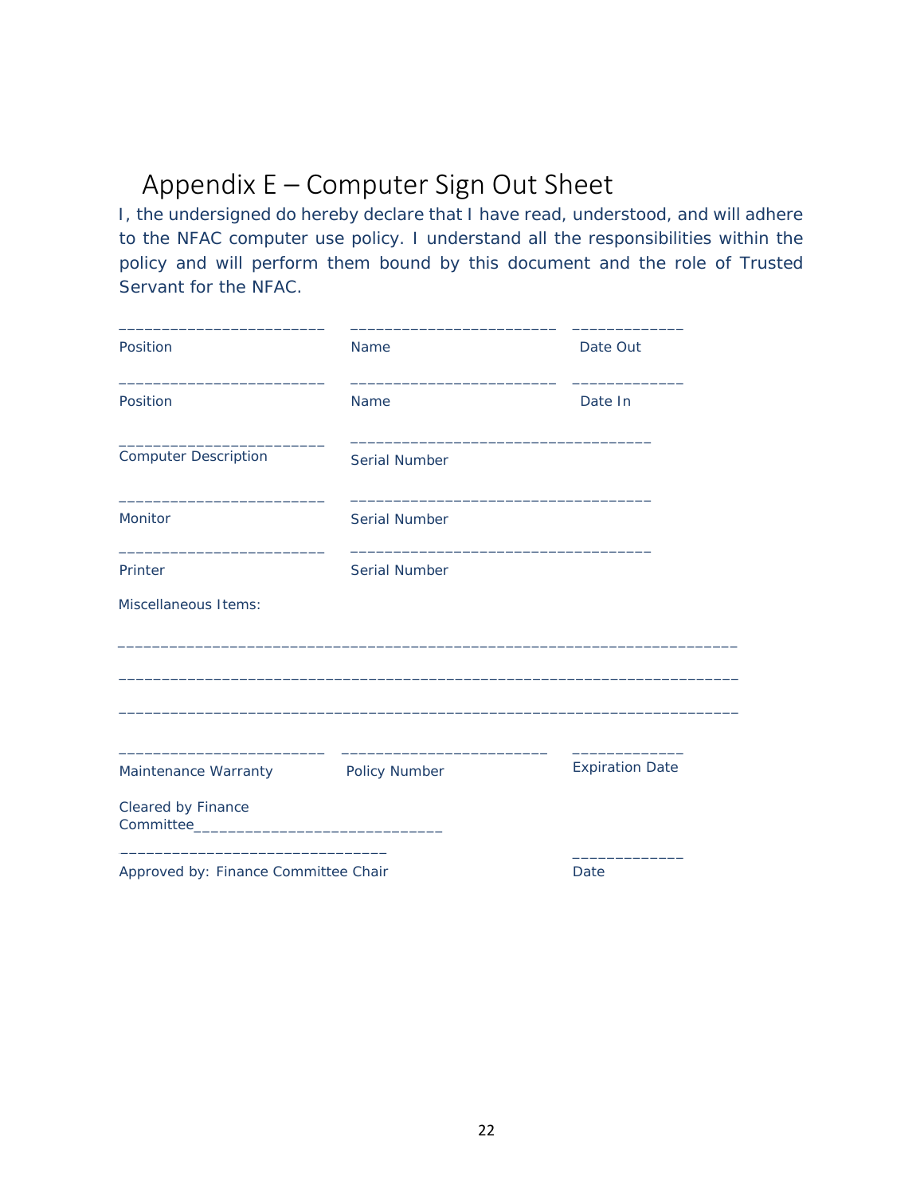# Appendix E – Computer Sign Out Sheet

I, the undersigned do hereby declare that I have read, understood, and will adhere to the NFAC computer use policy. I understand all the responsibilities within the policy and will perform them bound by this document and the role of Trusted Servant for the NFAC.

| _________________________ | _________________________ | _____________ |
|---|---|---|
| Position | Name | Date Out |
| _________________________ | _________________________ | _____________ |
| Position | Name | Date In |

_________________________ Computer Description &nbsp;&nbsp;&nbsp; ___________________________________ Serial Number

_________________________ Monitor &nbsp;&nbsp;&nbsp; ___________________________________ Serial Number

_________________________ Printer &nbsp;&nbsp;&nbsp; ___________________________________ Serial Number

Miscellaneous Items:

___________________________________________________________________________

___________________________________________________________________________

___________________________________________________________________________

| _________________________ | _________________________ | _____________ |
|---|---|---|
| Maintenance Warranty | Policy Number | Expiration Date |

Cleared by Finance Committee_____________________________

_______________________________ &nbsp;&nbsp;&nbsp; _____________

Approved by: Finance Committee Chair &nbsp;&nbsp;&nbsp; Date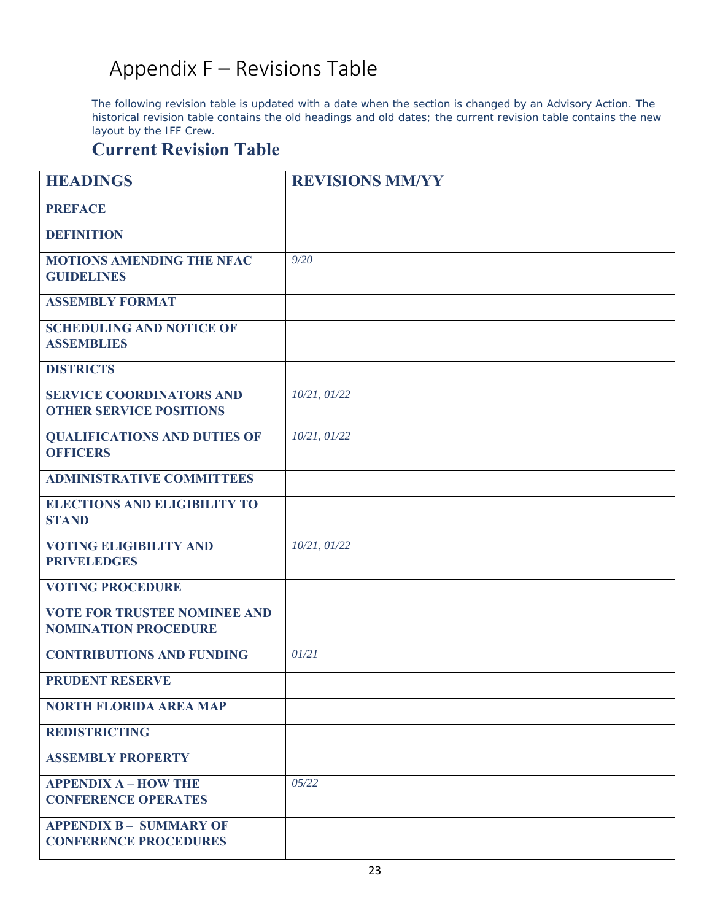# Appendix F – Revisions Table

The following revision table is updated with a date when the section is changed by an Advisory Action. The historical revision table contains the old headings and old dates; the current revision table contains the new layout by the IFF Crew.

## Current Revision Table

| HEADINGS | REVISIONS MM/YY |
|---|---|
| **PREFACE** | |
| **DEFINITION** | |
| **MOTIONS AMENDING THE NFAC GUIDELINES** | *9/20* |
| **ASSEMBLY FORMAT** | |
| **SCHEDULING AND NOTICE OF ASSEMBLIES** | |
| **DISTRICTS** | |
| **SERVICE COORDINATORS AND OTHER SERVICE POSITIONS** | *10/21, 01/22* |
| **QUALIFICATIONS AND DUTIES OF OFFICERS** | *10/21, 01/22* |
| **ADMINISTRATIVE COMMITTEES** | |
| **ELECTIONS AND ELIGIBILITY TO STAND** | |
| **VOTING ELIGIBILITY AND PRIVELEDGES** | *10/21, 01/22* |
| **VOTING PROCEDURE** | |
| **VOTE FOR TRUSTEE NOMINEE AND NOMINATION PROCEDURE** | |
| **CONTRIBUTIONS AND FUNDING** | *01/21* |
| **PRUDENT RESERVE** | |
| **NORTH FLORIDA AREA MAP** | |
| **REDISTRICTING** | |
| **ASSEMBLY PROPERTY** | |
| **APPENDIX A – HOW THE CONFERENCE OPERATES** | *05/22* |
| **APPENDIX B – SUMMARY OF CONFERENCE PROCEDURES** | |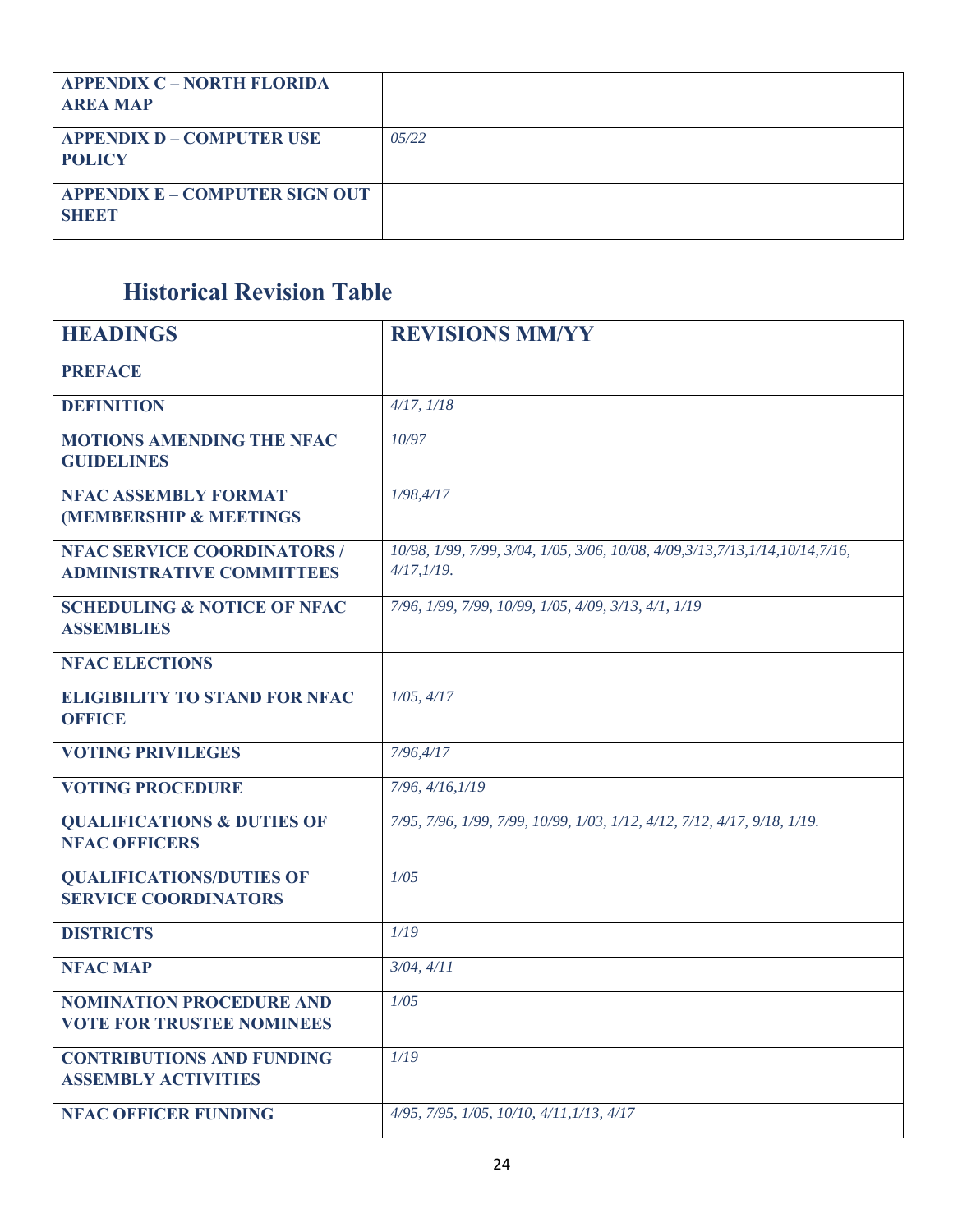| | |
|---|---|
| **APPENDIX C – NORTH FLORIDA AREA MAP** | |
| **APPENDIX D – COMPUTER USE POLICY** | *05/22* |
| **APPENDIX E – COMPUTER SIGN OUT SHEET** | |

## Historical Revision Table

| HEADINGS | REVISIONS MM/YY |
|---|---|
| **PREFACE** | |
| **DEFINITION** | *4/17, 1/18* |
| **MOTIONS AMENDING THE NFAC GUIDELINES** | *10/97* |
| **NFAC ASSEMBLY FORMAT (MEMBERSHIP & MEETINGS** | *1/98,4/17* |
| **NFAC SERVICE COORDINATORS / ADMINISTRATIVE COMMITTEES** | *10/98, 1/99, 7/99, 3/04, 1/05, 3/06, 10/08, 4/09,3/13,7/13,1/14,10/14,7/16, 4/17,1/19.* |
| **SCHEDULING & NOTICE OF NFAC ASSEMBLIES** | *7/96, 1/99, 7/99, 10/99, 1/05, 4/09, 3/13, 4/1, 1/19* |
| **NFAC ELECTIONS** | |
| **ELIGIBILITY TO STAND FOR NFAC OFFICE** | *1/05, 4/17* |
| **VOTING PRIVILEGES** | *7/96,4/17* |
| **VOTING PROCEDURE** | *7/96, 4/16,1/19* |
| **QUALIFICATIONS & DUTIES OF NFAC OFFICERS** | *7/95, 7/96, 1/99, 7/99, 10/99, 1/03, 1/12, 4/12, 7/12, 4/17, 9/18, 1/19.* |
| **QUALIFICATIONS/DUTIES OF SERVICE COORDINATORS** | *1/05* |
| **DISTRICTS** | *1/19* |
| **NFAC MAP** | *3/04, 4/11* |
| **NOMINATION PROCEDURE AND VOTE FOR TRUSTEE NOMINEES** | *1/05* |
| **CONTRIBUTIONS AND FUNDING ASSEMBLY ACTIVITIES** | *1/19* |
| **NFAC OFFICER FUNDING** | *4/95, 7/95, 1/05, 10/10, 4/11,1/13, 4/17* |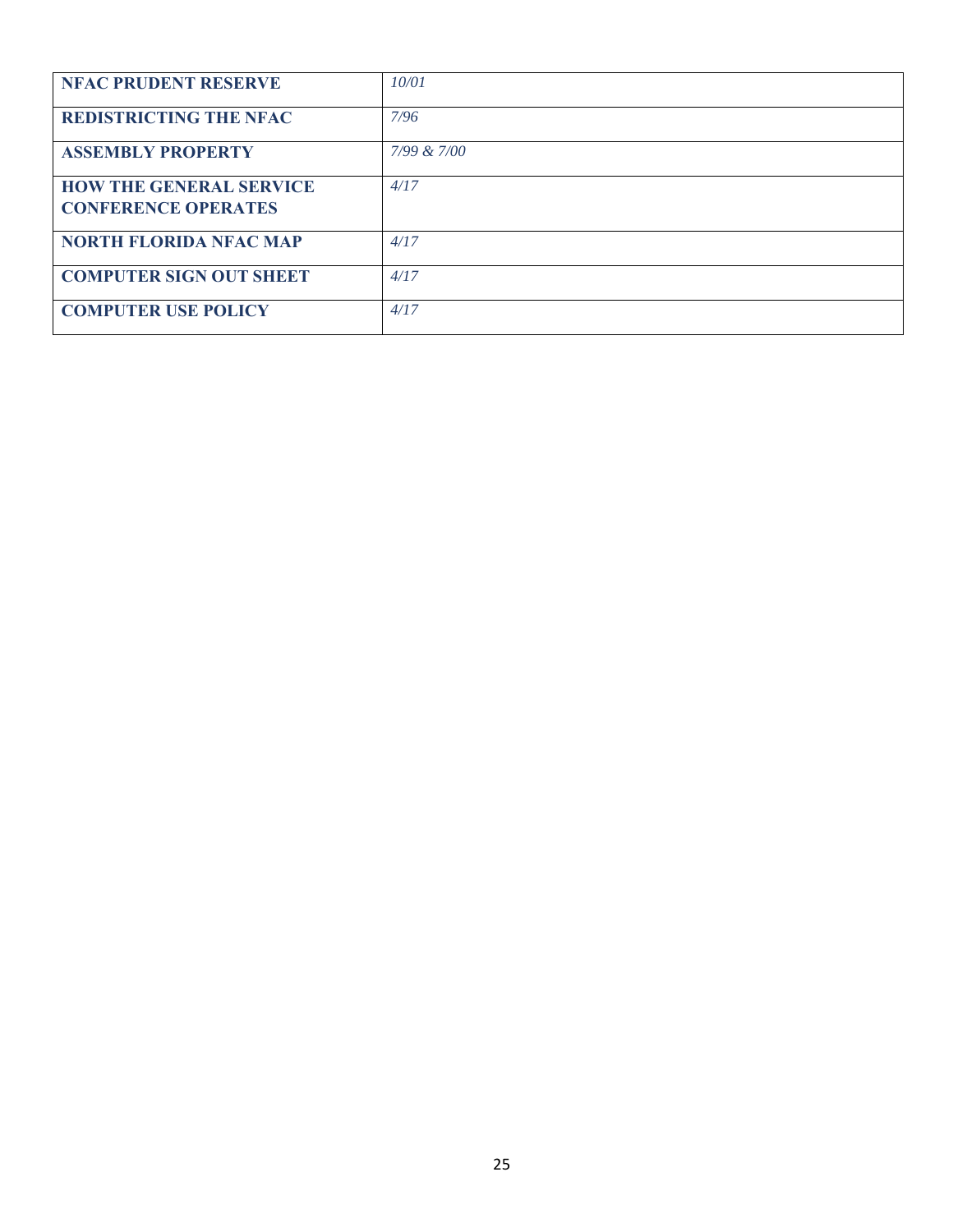| | |
|---|---|
| **NFAC PRUDENT RESERVE** | *10/01* |
| **REDISTRICTING THE NFAC** | *7/96* |
| **ASSEMBLY PROPERTY** | *7/99 & 7/00* |
| **HOW THE GENERAL SERVICE CONFERENCE OPERATES** | *4/17* |
| **NORTH FLORIDA NFAC MAP** | *4/17* |
| **COMPUTER SIGN OUT SHEET** | *4/17* |
| **COMPUTER USE POLICY** | *4/17* |